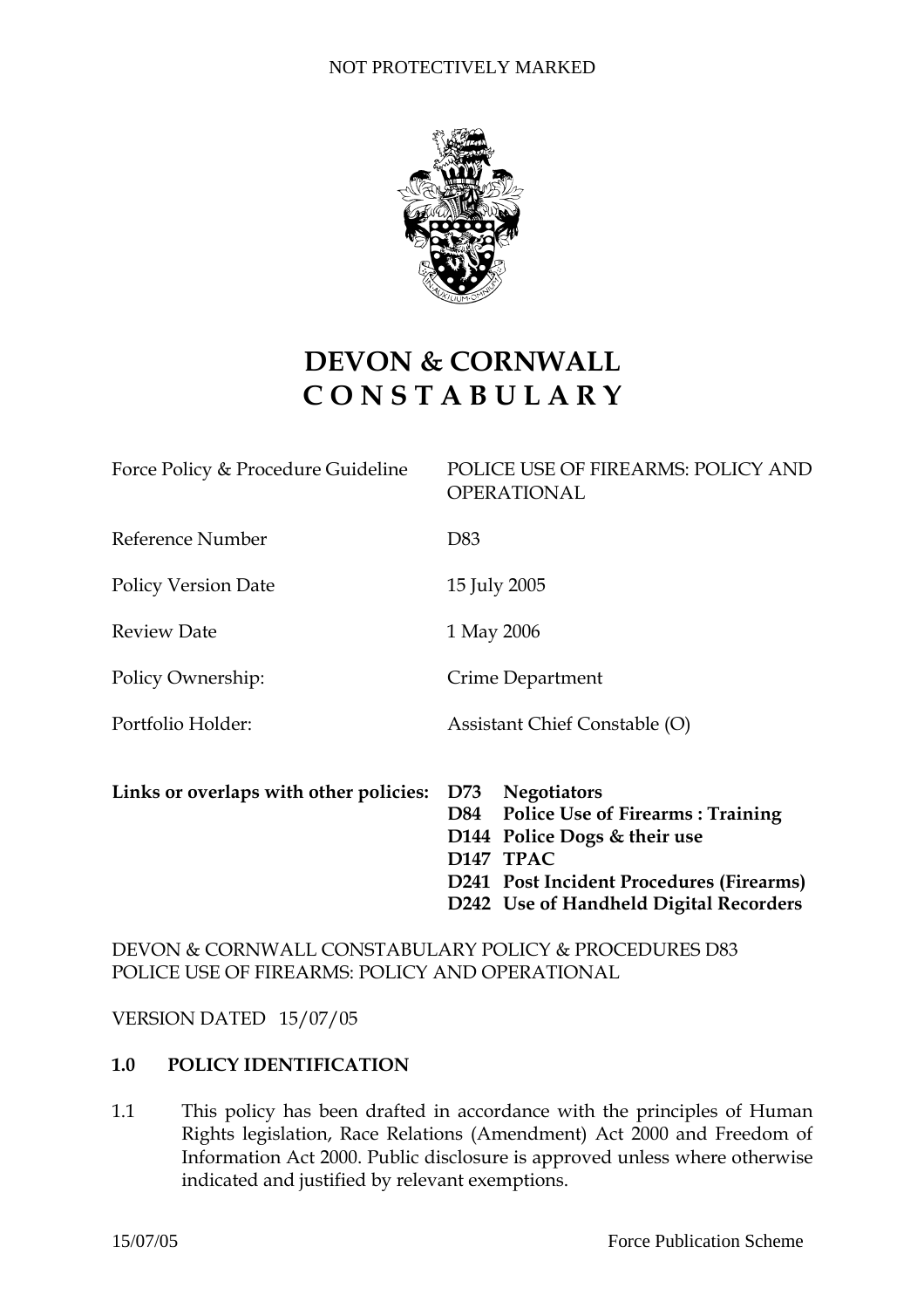NOT PROTECTIVELY MARKED

# DEVON & CORNWALL
# C O N S T A B U L A R Y

| | |
|---|---|
| Force Policy & Procedure Guideline | POLICE USE OF FIREARMS: POLICY AND OPERATIONAL |
| Reference Number | D83 |
| Policy Version Date | 15 July 2005 |
| Review Date | 1 May 2006 |
| Policy Ownership: | Crime Department |
| Portfolio Holder: | Assistant Chief Constable (O) |

**Links or overlaps with other policies:**
**D73 Negotiators**
**D84 Police Use of Firearms : Training**
**D144 Police Dogs & their use**
**D147 TPAC**
**D241 Post Incident Procedures (Firearms)**
**D242 Use of Handheld Digital Recorders**

DEVON & CORNWALL CONSTABULARY POLICY & PROCEDURES D83
POLICE USE OF FIREARMS: POLICY AND OPERATIONAL

VERSION DATED 15/07/05

## 1.0 POLICY IDENTIFICATION

1.1 This policy has been drafted in accordance with the principles of Human Rights legislation, Race Relations (Amendment) Act 2000 and Freedom of Information Act 2000. Public disclosure is approved unless where otherwise indicated and justified by relevant exemptions.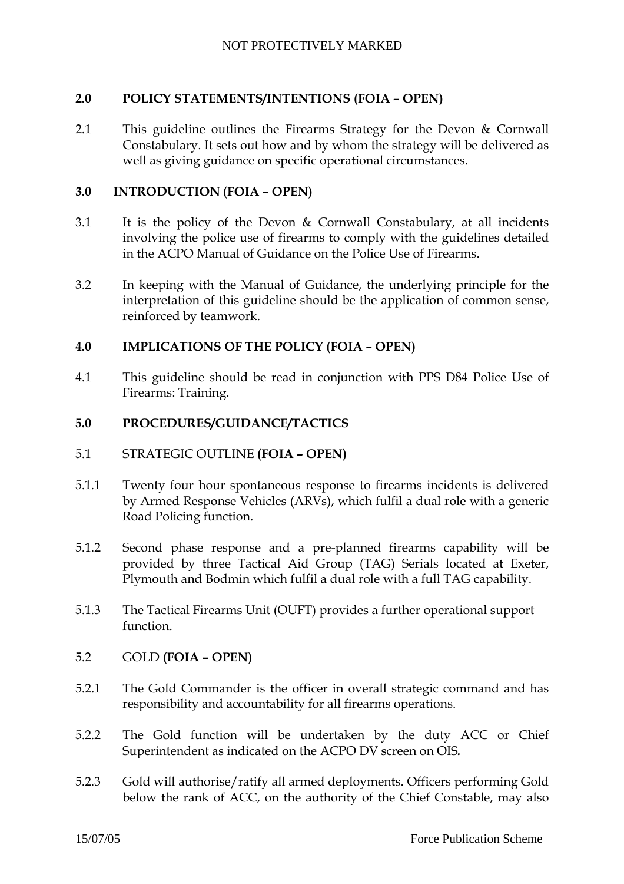## 2.0 POLICY STATEMENTS/INTENTIONS (FOIA – OPEN)

2.1 This guideline outlines the Firearms Strategy for the Devon & Cornwall Constabulary. It sets out how and by whom the strategy will be delivered as well as giving guidance on specific operational circumstances.

## 3.0 INTRODUCTION (FOIA – OPEN)

3.1 It is the policy of the Devon & Cornwall Constabulary, at all incidents involving the police use of firearms to comply with the guidelines detailed in the ACPO Manual of Guidance on the Police Use of Firearms.

3.2 In keeping with the Manual of Guidance, the underlying principle for the interpretation of this guideline should be the application of common sense, reinforced by teamwork.

## 4.0 IMPLICATIONS OF THE POLICY (FOIA – OPEN)

4.1 This guideline should be read in conjunction with PPS D84 Police Use of Firearms: Training.

## 5.0 PROCEDURES/GUIDANCE/TACTICS

### 5.1 STRATEGIC OUTLINE **(FOIA – OPEN)**

5.1.1 Twenty four hour spontaneous response to firearms incidents is delivered by Armed Response Vehicles (ARVs), which fulfil a dual role with a generic Road Policing function.

5.1.2 Second phase response and a pre-planned firearms capability will be provided by three Tactical Aid Group (TAG) Serials located at Exeter, Plymouth and Bodmin which fulfil a dual role with a full TAG capability.

5.1.3 The Tactical Firearms Unit (OUFT) provides a further operational support function.

### 5.2 GOLD **(FOIA – OPEN)**

5.2.1 The Gold Commander is the officer in overall strategic command and has responsibility and accountability for all firearms operations.

5.2.2 The Gold function will be undertaken by the duty ACC or Chief Superintendent as indicated on the ACPO DV screen on OIS**.**

5.2.3 Gold will authorise/ratify all armed deployments. Officers performing Gold below the rank of ACC, on the authority of the Chief Constable, may also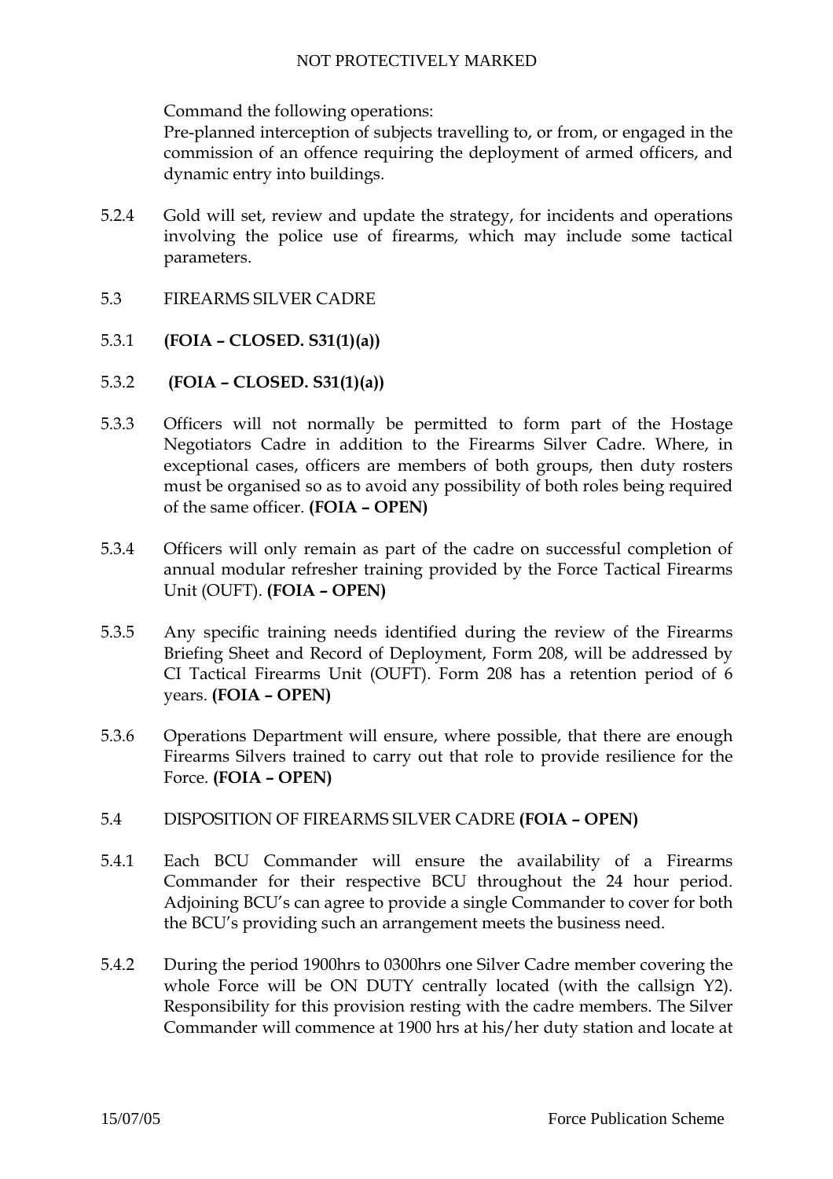Command the following operations:
Pre-planned interception of subjects travelling to, or from, or engaged in the commission of an offence requiring the deployment of armed officers, and dynamic entry into buildings.

5.2.4 Gold will set, review and update the strategy, for incidents and operations involving the police use of firearms, which may include some tactical parameters.

5.3 FIREARMS SILVER CADRE

5.3.1 **(FOIA – CLOSED. S31(1)(a))**

5.3.2 **(FOIA – CLOSED. S31(1)(a))**

5.3.3 Officers will not normally be permitted to form part of the Hostage Negotiators Cadre in addition to the Firearms Silver Cadre. Where, in exceptional cases, officers are members of both groups, then duty rosters must be organised so as to avoid any possibility of both roles being required of the same officer. **(FOIA – OPEN)**

5.3.4 Officers will only remain as part of the cadre on successful completion of annual modular refresher training provided by the Force Tactical Firearms Unit (OUFT). **(FOIA – OPEN)**

5.3.5 Any specific training needs identified during the review of the Firearms Briefing Sheet and Record of Deployment, Form 208, will be addressed by CI Tactical Firearms Unit (OUFT). Form 208 has a retention period of 6 years. **(FOIA – OPEN)**

5.3.6 Operations Department will ensure, where possible, that there are enough Firearms Silvers trained to carry out that role to provide resilience for the Force. **(FOIA – OPEN)**

5.4 DISPOSITION OF FIREARMS SILVER CADRE **(FOIA – OPEN)**

5.4.1 Each BCU Commander will ensure the availability of a Firearms Commander for their respective BCU throughout the 24 hour period. Adjoining BCU's can agree to provide a single Commander to cover for both the BCU's providing such an arrangement meets the business need.

5.4.2 During the period 1900hrs to 0300hrs one Silver Cadre member covering the whole Force will be ON DUTY centrally located (with the callsign Y2). Responsibility for this provision resting with the cadre members. The Silver Commander will commence at 1900 hrs at his/her duty station and locate at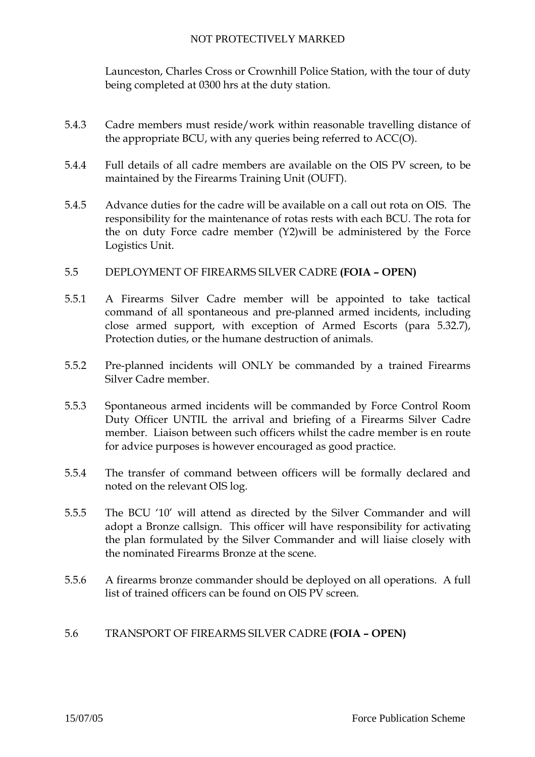Launceston, Charles Cross or Crownhill Police Station, with the tour of duty being completed at 0300 hrs at the duty station.

5.4.3 Cadre members must reside/work within reasonable travelling distance of the appropriate BCU, with any queries being referred to ACC(O).

5.4.4 Full details of all cadre members are available on the OIS PV screen, to be maintained by the Firearms Training Unit (OUFT).

5.4.5 Advance duties for the cadre will be available on a call out rota on OIS. The responsibility for the maintenance of rotas rests with each BCU. The rota for the on duty Force cadre member (Y2)will be administered by the Force Logistics Unit.

## 5.5 DEPLOYMENT OF FIREARMS SILVER CADRE **(FOIA – OPEN)**

5.5.1 A Firearms Silver Cadre member will be appointed to take tactical command of all spontaneous and pre-planned armed incidents, including close armed support, with exception of Armed Escorts (para 5.32.7), Protection duties, or the humane destruction of animals.

5.5.2 Pre-planned incidents will ONLY be commanded by a trained Firearms Silver Cadre member.

5.5.3 Spontaneous armed incidents will be commanded by Force Control Room Duty Officer UNTIL the arrival and briefing of a Firearms Silver Cadre member. Liaison between such officers whilst the cadre member is en route for advice purposes is however encouraged as good practice.

5.5.4 The transfer of command between officers will be formally declared and noted on the relevant OIS log.

5.5.5 The BCU '10' will attend as directed by the Silver Commander and will adopt a Bronze callsign. This officer will have responsibility for activating the plan formulated by the Silver Commander and will liaise closely with the nominated Firearms Bronze at the scene.

5.5.6 A firearms bronze commander should be deployed on all operations. A full list of trained officers can be found on OIS PV screen.

## 5.6 TRANSPORT OF FIREARMS SILVER CADRE **(FOIA – OPEN)**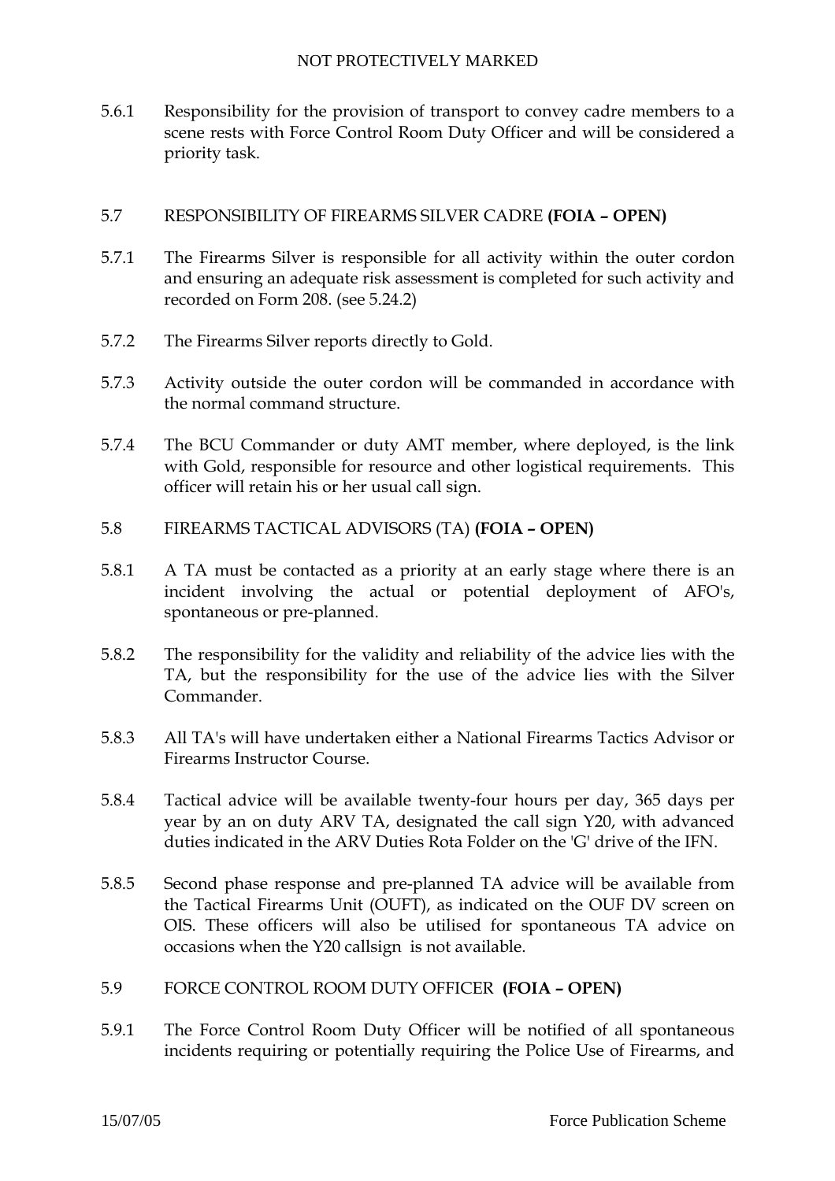5.6.1 Responsibility for the provision of transport to convey cadre members to a scene rests with Force Control Room Duty Officer and will be considered a priority task.

## 5.7 RESPONSIBILITY OF FIREARMS SILVER CADRE **(FOIA – OPEN)**

5.7.1 The Firearms Silver is responsible for all activity within the outer cordon and ensuring an adequate risk assessment is completed for such activity and recorded on Form 208. (see 5.24.2)

5.7.2 The Firearms Silver reports directly to Gold.

5.7.3 Activity outside the outer cordon will be commanded in accordance with the normal command structure.

5.7.4 The BCU Commander or duty AMT member, where deployed, is the link with Gold, responsible for resource and other logistical requirements. This officer will retain his or her usual call sign.

## 5.8 FIREARMS TACTICAL ADVISORS (TA) **(FOIA – OPEN)**

5.8.1 A TA must be contacted as a priority at an early stage where there is an incident involving the actual or potential deployment of AFO's, spontaneous or pre-planned.

5.8.2 The responsibility for the validity and reliability of the advice lies with the TA, but the responsibility for the use of the advice lies with the Silver Commander.

5.8.3 All TA's will have undertaken either a National Firearms Tactics Advisor or Firearms Instructor Course.

5.8.4 Tactical advice will be available twenty-four hours per day, 365 days per year by an on duty ARV TA, designated the call sign Y20, with advanced duties indicated in the ARV Duties Rota Folder on the 'G' drive of the IFN.

5.8.5 Second phase response and pre-planned TA advice will be available from the Tactical Firearms Unit (OUFT), as indicated on the OUF DV screen on OIS. These officers will also be utilised for spontaneous TA advice on occasions when the Y20 callsign is not available.

## 5.9 FORCE CONTROL ROOM DUTY OFFICER **(FOIA – OPEN)**

5.9.1 The Force Control Room Duty Officer will be notified of all spontaneous incidents requiring or potentially requiring the Police Use of Firearms, and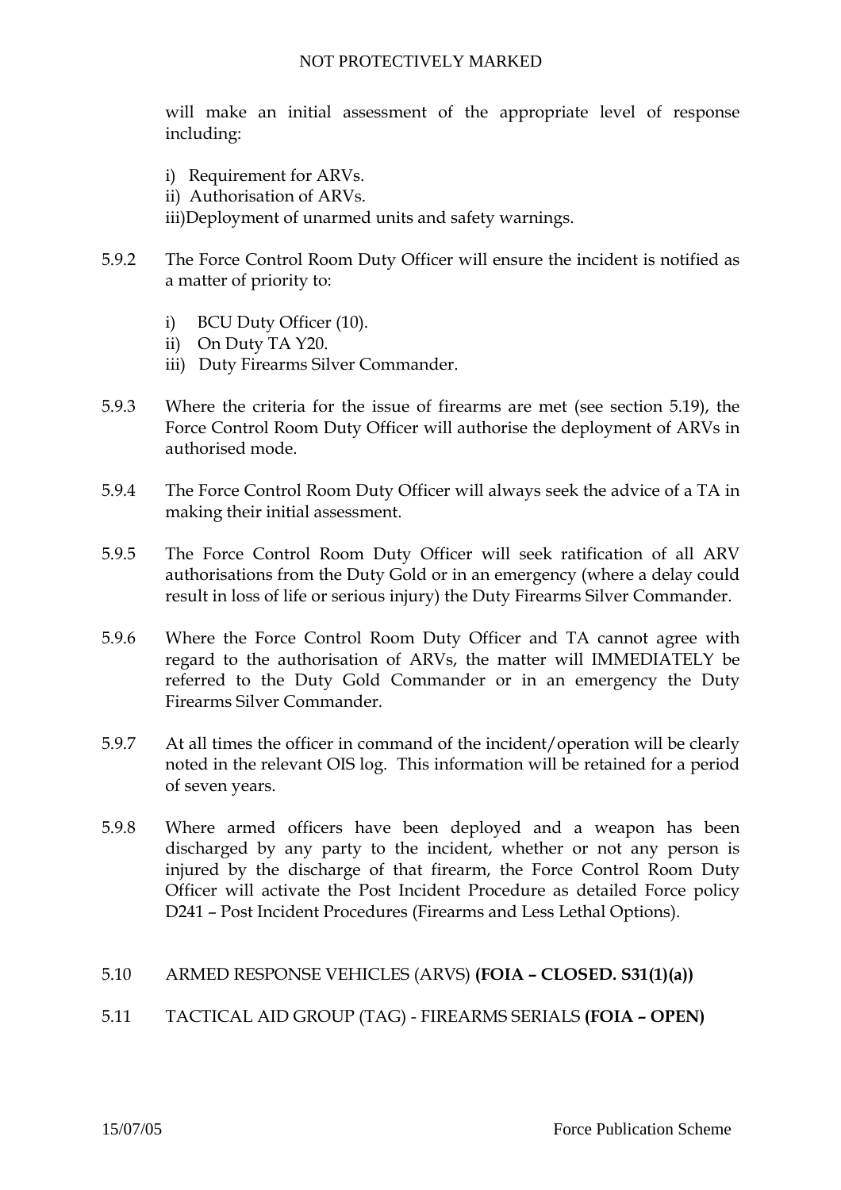will make an initial assessment of the appropriate level of response including:

i) Requirement for ARVs.
ii) Authorisation of ARVs.
iii) Deployment of unarmed units and safety warnings.

5.9.2 The Force Control Room Duty Officer will ensure the incident is notified as a matter of priority to:

i) BCU Duty Officer (10).
ii) On Duty TA Y20.
iii) Duty Firearms Silver Commander.

5.9.3 Where the criteria for the issue of firearms are met (see section 5.19), the Force Control Room Duty Officer will authorise the deployment of ARVs in authorised mode.

5.9.4 The Force Control Room Duty Officer will always seek the advice of a TA in making their initial assessment.

5.9.5 The Force Control Room Duty Officer will seek ratification of all ARV authorisations from the Duty Gold or in an emergency (where a delay could result in loss of life or serious injury) the Duty Firearms Silver Commander.

5.9.6 Where the Force Control Room Duty Officer and TA cannot agree with regard to the authorisation of ARVs, the matter will IMMEDIATELY be referred to the Duty Gold Commander or in an emergency the Duty Firearms Silver Commander.

5.9.7 At all times the officer in command of the incident/operation will be clearly noted in the relevant OIS log. This information will be retained for a period of seven years.

5.9.8 Where armed officers have been deployed and a weapon has been discharged by any party to the incident, whether or not any person is injured by the discharge of that firearm, the Force Control Room Duty Officer will activate the Post Incident Procedure as detailed Force policy D241 – Post Incident Procedures (Firearms and Less Lethal Options).

## 5.10 ARMED RESPONSE VEHICLES (ARVS) **(FOIA – CLOSED. S31(1)(a))**

## 5.11 TACTICAL AID GROUP (TAG) - FIREARMS SERIALS **(FOIA – OPEN)**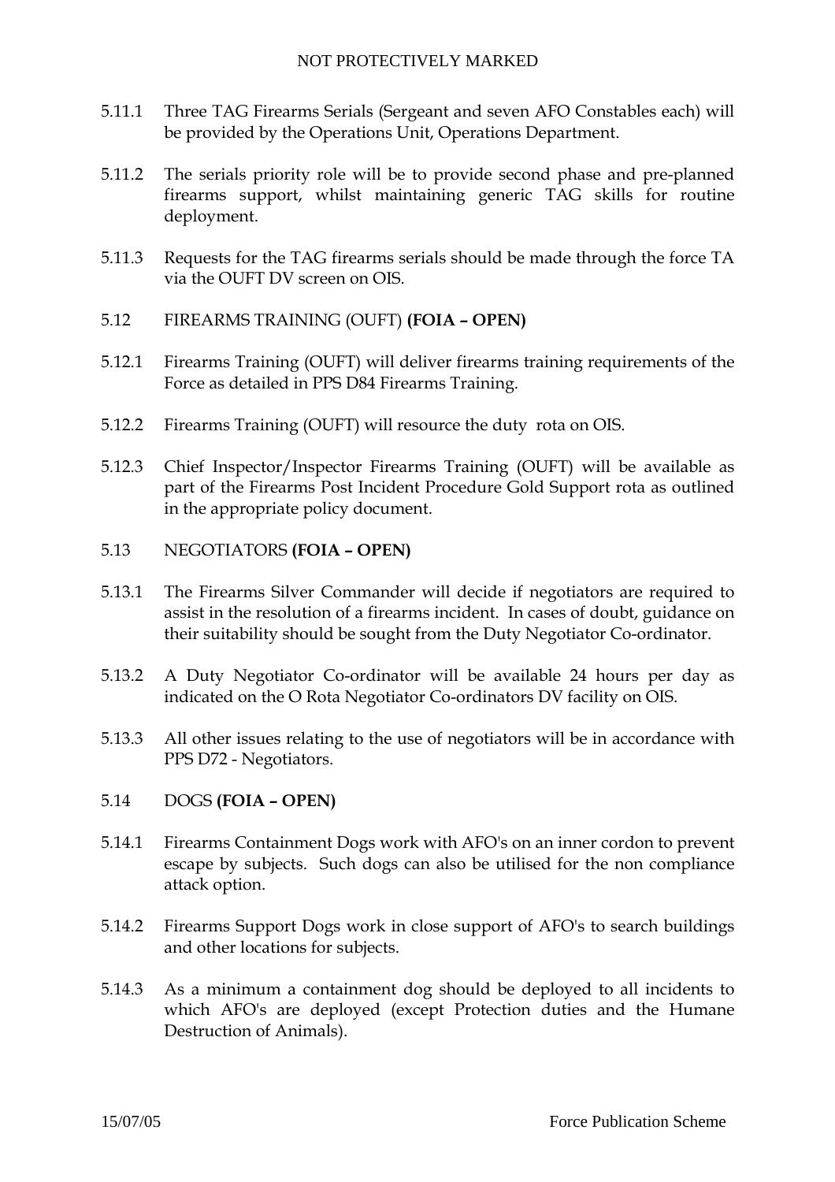5.11.1 Three TAG Firearms Serials (Sergeant and seven AFO Constables each) will be provided by the Operations Unit, Operations Department.

5.11.2 The serials priority role will be to provide second phase and pre-planned firearms support, whilst maintaining generic TAG skills for routine deployment.

5.11.3 Requests for the TAG firearms serials should be made through the force TA via the OUFT DV screen on OIS.

## 5.12 FIREARMS TRAINING (OUFT) **(FOIA – OPEN)**

5.12.1 Firearms Training (OUFT) will deliver firearms training requirements of the Force as detailed in PPS D84 Firearms Training.

5.12.2 Firearms Training (OUFT) will resource the duty rota on OIS.

5.12.3 Chief Inspector/Inspector Firearms Training (OUFT) will be available as part of the Firearms Post Incident Procedure Gold Support rota as outlined in the appropriate policy document.

## 5.13 NEGOTIATORS **(FOIA – OPEN)**

5.13.1 The Firearms Silver Commander will decide if negotiators are required to assist in the resolution of a firearms incident. In cases of doubt, guidance on their suitability should be sought from the Duty Negotiator Co-ordinator.

5.13.2 A Duty Negotiator Co-ordinator will be available 24 hours per day as indicated on the O Rota Negotiator Co-ordinators DV facility on OIS.

5.13.3 All other issues relating to the use of negotiators will be in accordance with PPS D72 - Negotiators.

## 5.14 DOGS **(FOIA – OPEN)**

5.14.1 Firearms Containment Dogs work with AFO's on an inner cordon to prevent escape by subjects. Such dogs can also be utilised for the non compliance attack option.

5.14.2 Firearms Support Dogs work in close support of AFO's to search buildings and other locations for subjects.

5.14.3 As a minimum a containment dog should be deployed to all incidents to which AFO's are deployed (except Protection duties and the Humane Destruction of Animals).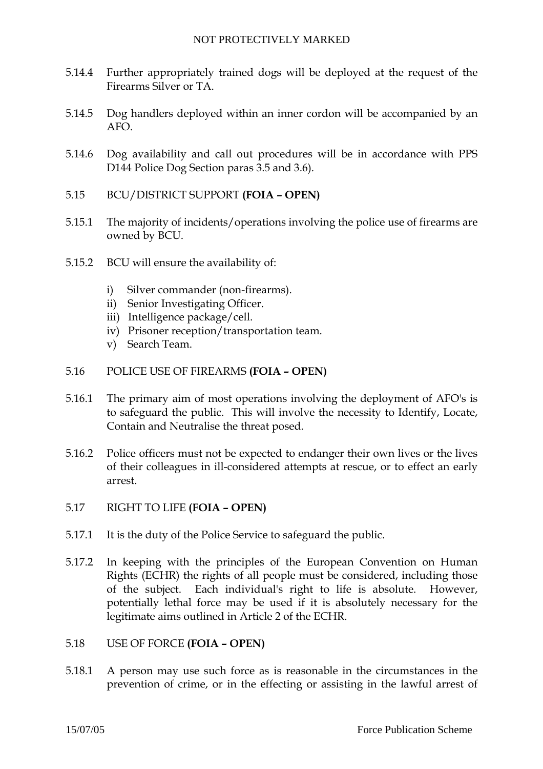5.14.4 Further appropriately trained dogs will be deployed at the request of the Firearms Silver or TA.

5.14.5 Dog handlers deployed within an inner cordon will be accompanied by an AFO.

5.14.6 Dog availability and call out procedures will be in accordance with PPS D144 Police Dog Section paras 3.5 and 3.6).

## 5.15 BCU/DISTRICT SUPPORT **(FOIA – OPEN)**

5.15.1 The majority of incidents/operations involving the police use of firearms are owned by BCU.

5.15.2 BCU will ensure the availability of:

i) Silver commander (non-firearms).
ii) Senior Investigating Officer.
iii) Intelligence package/cell.
iv) Prisoner reception/transportation team.
v) Search Team.

## 5.16 POLICE USE OF FIREARMS **(FOIA – OPEN)**

5.16.1 The primary aim of most operations involving the deployment of AFO's is to safeguard the public. This will involve the necessity to Identify, Locate, Contain and Neutralise the threat posed.

5.16.2 Police officers must not be expected to endanger their own lives or the lives of their colleagues in ill-considered attempts at rescue, or to effect an early arrest.

## 5.17 RIGHT TO LIFE **(FOIA – OPEN)**

5.17.1 It is the duty of the Police Service to safeguard the public.

5.17.2 In keeping with the principles of the European Convention on Human Rights (ECHR) the rights of all people must be considered, including those of the subject. Each individual's right to life is absolute. However, potentially lethal force may be used if it is absolutely necessary for the legitimate aims outlined in Article 2 of the ECHR.

## 5.18 USE OF FORCE **(FOIA – OPEN)**

5.18.1 A person may use such force as is reasonable in the circumstances in the prevention of crime, or in the effecting or assisting in the lawful arrest of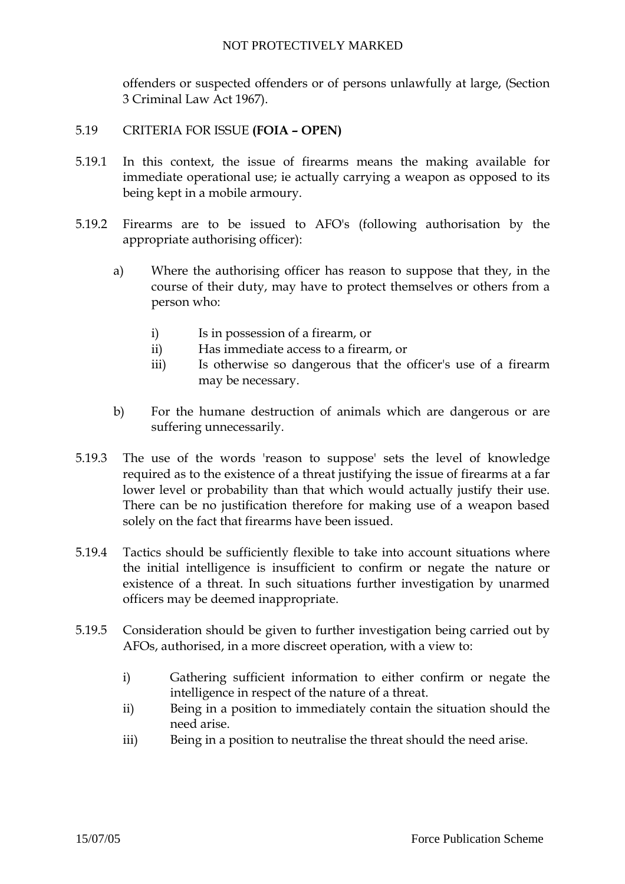offenders or suspected offenders or of persons unlawfully at large, (Section 3 Criminal Law Act 1967).

## 5.19 CRITERIA FOR ISSUE **(FOIA – OPEN)**

5.19.1 In this context, the issue of firearms means the making available for immediate operational use; ie actually carrying a weapon as opposed to its being kept in a mobile armoury.

5.19.2 Firearms are to be issued to AFO's (following authorisation by the appropriate authorising officer):

a) Where the authorising officer has reason to suppose that they, in the course of their duty, may have to protect themselves or others from a person who:

   i) Is in possession of a firearm, or
   ii) Has immediate access to a firearm, or
   iii) Is otherwise so dangerous that the officer's use of a firearm may be necessary.

b) For the humane destruction of animals which are dangerous or are suffering unnecessarily.

5.19.3 The use of the words 'reason to suppose' sets the level of knowledge required as to the existence of a threat justifying the issue of firearms at a far lower level or probability than that which would actually justify their use. There can be no justification therefore for making use of a weapon based solely on the fact that firearms have been issued.

5.19.4 Tactics should be sufficiently flexible to take into account situations where the initial intelligence is insufficient to confirm or negate the nature or existence of a threat. In such situations further investigation by unarmed officers may be deemed inappropriate.

5.19.5 Consideration should be given to further investigation being carried out by AFOs, authorised, in a more discreet operation, with a view to:

i) Gathering sufficient information to either confirm or negate the intelligence in respect of the nature of a threat.
ii) Being in a position to immediately contain the situation should the need arise.
iii) Being in a position to neutralise the threat should the need arise.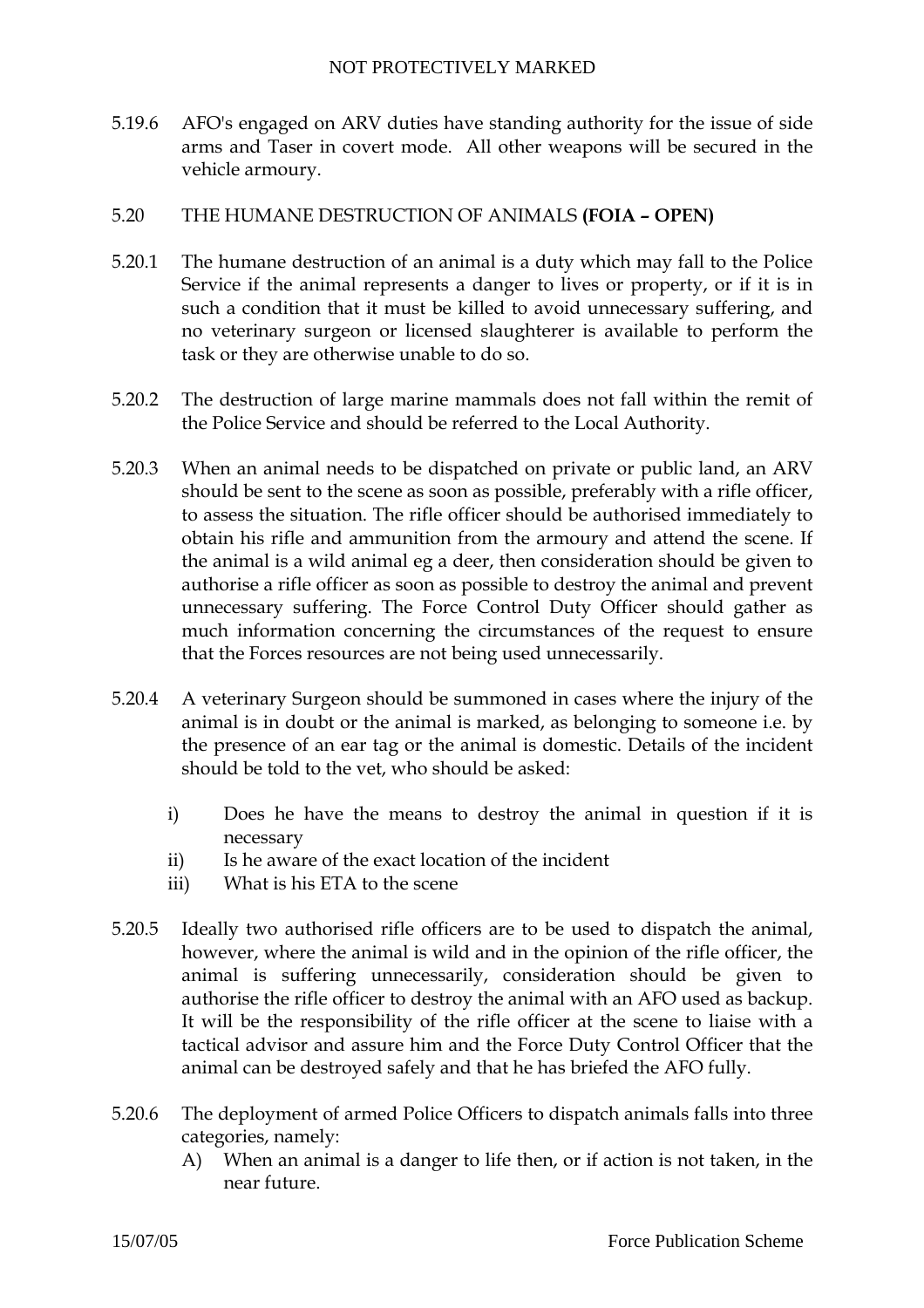5.19.6 AFO's engaged on ARV duties have standing authority for the issue of side arms and Taser in covert mode. All other weapons will be secured in the vehicle armoury.

## 5.20 THE HUMANE DESTRUCTION OF ANIMALS **(FOIA – OPEN)**

5.20.1 The humane destruction of an animal is a duty which may fall to the Police Service if the animal represents a danger to lives or property, or if it is in such a condition that it must be killed to avoid unnecessary suffering, and no veterinary surgeon or licensed slaughterer is available to perform the task or they are otherwise unable to do so.

5.20.2 The destruction of large marine mammals does not fall within the remit of the Police Service and should be referred to the Local Authority.

5.20.3 When an animal needs to be dispatched on private or public land, an ARV should be sent to the scene as soon as possible, preferably with a rifle officer, to assess the situation. The rifle officer should be authorised immediately to obtain his rifle and ammunition from the armoury and attend the scene. If the animal is a wild animal eg a deer, then consideration should be given to authorise a rifle officer as soon as possible to destroy the animal and prevent unnecessary suffering. The Force Control Duty Officer should gather as much information concerning the circumstances of the request to ensure that the Forces resources are not being used unnecessarily.

5.20.4 A veterinary Surgeon should be summoned in cases where the injury of the animal is in doubt or the animal is marked, as belonging to someone i.e. by the presence of an ear tag or the animal is domestic. Details of the incident should be told to the vet, who should be asked:

i) Does he have the means to destroy the animal in question if it is necessary
ii) Is he aware of the exact location of the incident
iii) What is his ETA to the scene

5.20.5 Ideally two authorised rifle officers are to be used to dispatch the animal, however, where the animal is wild and in the opinion of the rifle officer, the animal is suffering unnecessarily, consideration should be given to authorise the rifle officer to destroy the animal with an AFO used as backup. It will be the responsibility of the rifle officer at the scene to liaise with a tactical advisor and assure him and the Force Duty Control Officer that the animal can be destroyed safely and that he has briefed the AFO fully.

5.20.6 The deployment of armed Police Officers to dispatch animals falls into three categories, namely:

A) When an animal is a danger to life then, or if action is not taken, in the near future.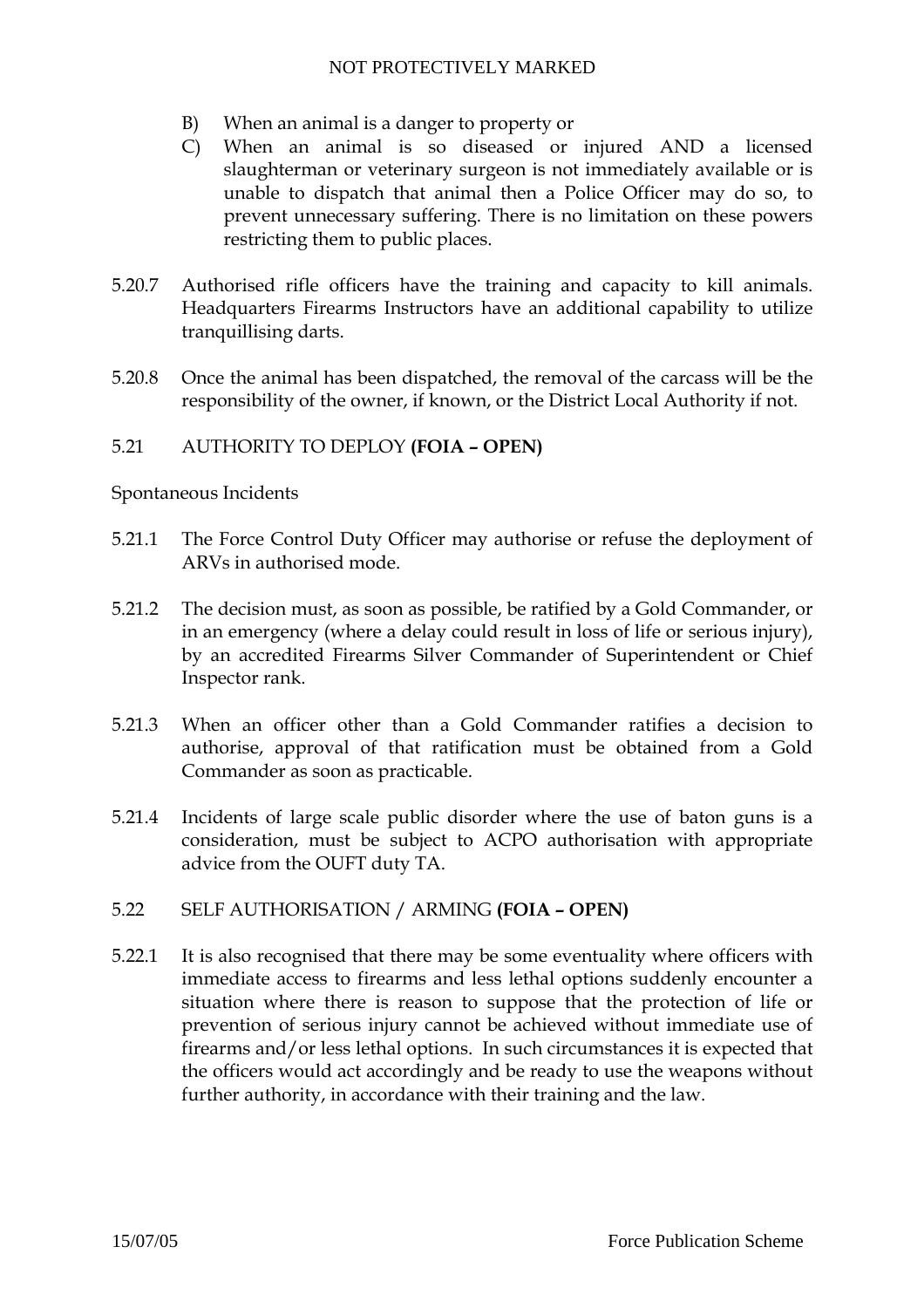B) When an animal is a danger to property or

C) When an animal is so diseased or injured AND a licensed slaughterman or veterinary surgeon is not immediately available or is unable to dispatch that animal then a Police Officer may do so, to prevent unnecessary suffering. There is no limitation on these powers restricting them to public places.

5.20.7 Authorised rifle officers have the training and capacity to kill animals. Headquarters Firearms Instructors have an additional capability to utilize tranquillising darts.

5.20.8 Once the animal has been dispatched, the removal of the carcass will be the responsibility of the owner, if known, or the District Local Authority if not.

## 5.21 AUTHORITY TO DEPLOY **(FOIA – OPEN)**

Spontaneous Incidents

5.21.1 The Force Control Duty Officer may authorise or refuse the deployment of ARVs in authorised mode.

5.21.2 The decision must, as soon as possible, be ratified by a Gold Commander, or in an emergency (where a delay could result in loss of life or serious injury), by an accredited Firearms Silver Commander of Superintendent or Chief Inspector rank.

5.21.3 When an officer other than a Gold Commander ratifies a decision to authorise, approval of that ratification must be obtained from a Gold Commander as soon as practicable.

5.21.4 Incidents of large scale public disorder where the use of baton guns is a consideration, must be subject to ACPO authorisation with appropriate advice from the OUFT duty TA.

## 5.22 SELF AUTHORISATION / ARMING **(FOIA – OPEN)**

5.22.1 It is also recognised that there may be some eventuality where officers with immediate access to firearms and less lethal options suddenly encounter a situation where there is reason to suppose that the protection of life or prevention of serious injury cannot be achieved without immediate use of firearms and/or less lethal options. In such circumstances it is expected that the officers would act accordingly and be ready to use the weapons without further authority, in accordance with their training and the law.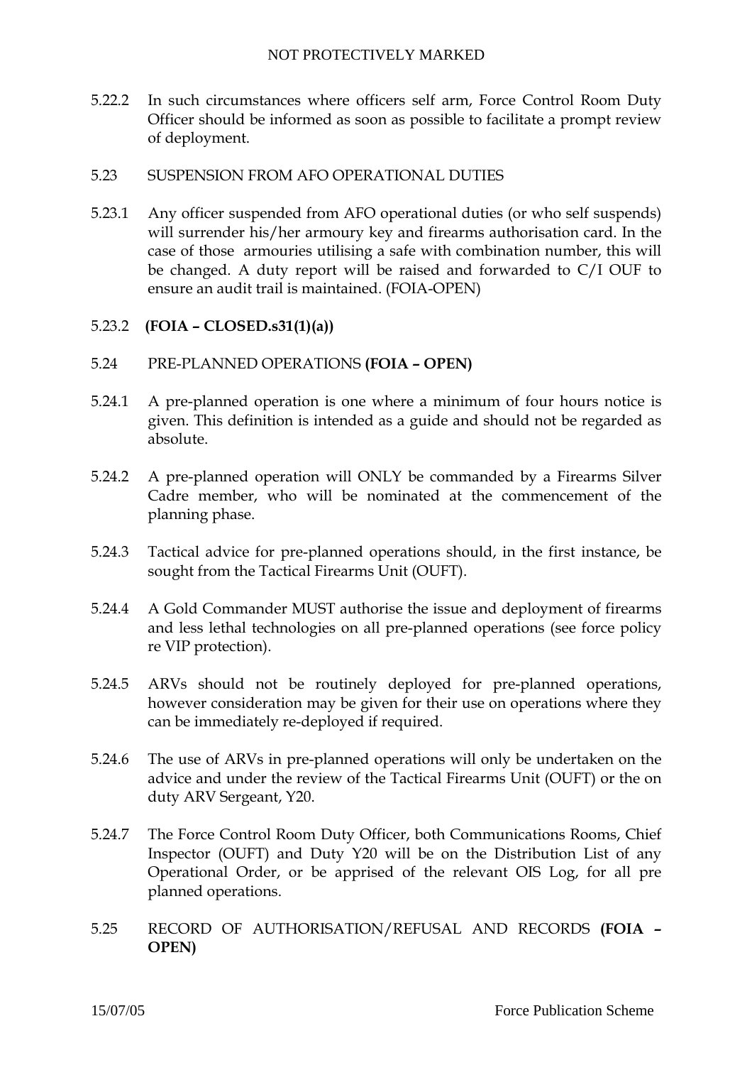5.22.2 In such circumstances where officers self arm, Force Control Room Duty Officer should be informed as soon as possible to facilitate a prompt review of deployment.

5.23 SUSPENSION FROM AFO OPERATIONAL DUTIES

5.23.1 Any officer suspended from AFO operational duties (or who self suspends) will surrender his/her armoury key and firearms authorisation card. In the case of those armouries utilising a safe with combination number, this will be changed. A duty report will be raised and forwarded to C/I OUF to ensure an audit trail is maintained. (FOIA-OPEN)

5.23.2 **(FOIA – CLOSED.s31(1)(a))**

5.24 PRE-PLANNED OPERATIONS **(FOIA – OPEN)**

5.24.1 A pre-planned operation is one where a minimum of four hours notice is given. This definition is intended as a guide and should not be regarded as absolute.

5.24.2 A pre-planned operation will ONLY be commanded by a Firearms Silver Cadre member, who will be nominated at the commencement of the planning phase.

5.24.3 Tactical advice for pre-planned operations should, in the first instance, be sought from the Tactical Firearms Unit (OUFT).

5.24.4 A Gold Commander MUST authorise the issue and deployment of firearms and less lethal technologies on all pre-planned operations (see force policy re VIP protection).

5.24.5 ARVs should not be routinely deployed for pre-planned operations, however consideration may be given for their use on operations where they can be immediately re-deployed if required.

5.24.6 The use of ARVs in pre-planned operations will only be undertaken on the advice and under the review of the Tactical Firearms Unit (OUFT) or the on duty ARV Sergeant, Y20.

5.24.7 The Force Control Room Duty Officer, both Communications Rooms, Chief Inspector (OUFT) and Duty Y20 will be on the Distribution List of any Operational Order, or be apprised of the relevant OIS Log, for all pre planned operations.

5.25 RECORD OF AUTHORISATION/REFUSAL AND RECORDS **(FOIA – OPEN)**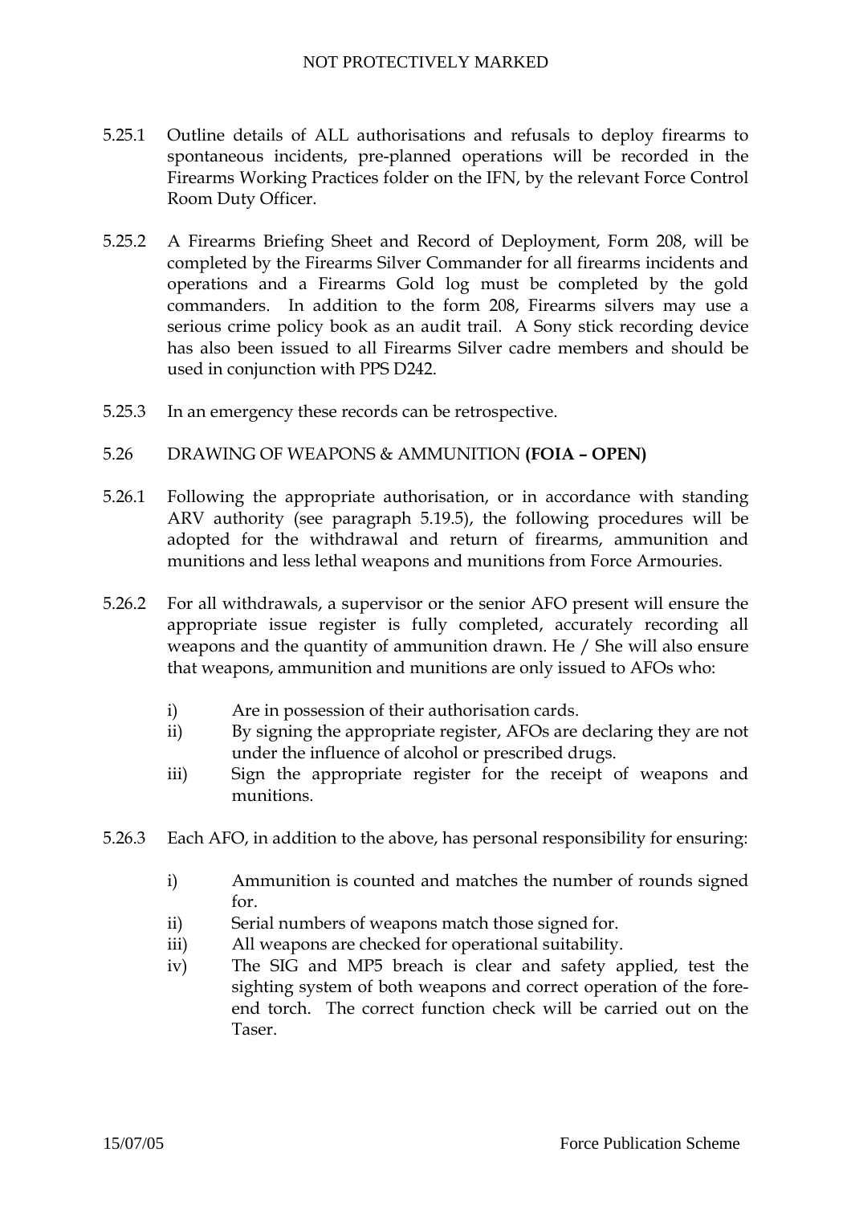5.25.1 Outline details of ALL authorisations and refusals to deploy firearms to spontaneous incidents, pre-planned operations will be recorded in the Firearms Working Practices folder on the IFN, by the relevant Force Control Room Duty Officer.

5.25.2 A Firearms Briefing Sheet and Record of Deployment, Form 208, will be completed by the Firearms Silver Commander for all firearms incidents and operations and a Firearms Gold log must be completed by the gold commanders. In addition to the form 208, Firearms silvers may use a serious crime policy book as an audit trail. A Sony stick recording device has also been issued to all Firearms Silver cadre members and should be used in conjunction with PPS D242.

5.25.3 In an emergency these records can be retrospective.

## 5.26 DRAWING OF WEAPONS & AMMUNITION **(FOIA – OPEN)**

5.26.1 Following the appropriate authorisation, or in accordance with standing ARV authority (see paragraph 5.19.5), the following procedures will be adopted for the withdrawal and return of firearms, ammunition and munitions and less lethal weapons and munitions from Force Armouries.

5.26.2 For all withdrawals, a supervisor or the senior AFO present will ensure the appropriate issue register is fully completed, accurately recording all weapons and the quantity of ammunition drawn. He / She will also ensure that weapons, ammunition and munitions are only issued to AFOs who:

- i) Are in possession of their authorisation cards.
- ii) By signing the appropriate register, AFOs are declaring they are not under the influence of alcohol or prescribed drugs.
- iii) Sign the appropriate register for the receipt of weapons and munitions.

5.26.3 Each AFO, in addition to the above, has personal responsibility for ensuring:

- i) Ammunition is counted and matches the number of rounds signed for.
- ii) Serial numbers of weapons match those signed for.
- iii) All weapons are checked for operational suitability.
- iv) The SIG and MP5 breach is clear and safety applied, test the sighting system of both weapons and correct operation of the fore-end torch. The correct function check will be carried out on the Taser.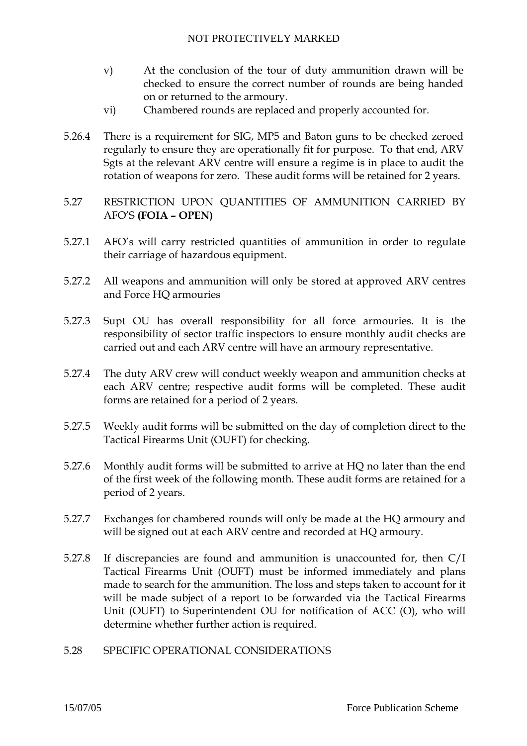v) At the conclusion of the tour of duty ammunition drawn will be checked to ensure the correct number of rounds are being handed on or returned to the armoury.

vi) Chambered rounds are replaced and properly accounted for.

5.26.4 There is a requirement for SIG, MP5 and Baton guns to be checked zeroed regularly to ensure they are operationally fit for purpose. To that end, ARV Sgts at the relevant ARV centre will ensure a regime is in place to audit the rotation of weapons for zero. These audit forms will be retained for 2 years.

## 5.27 RESTRICTION UPON QUANTITIES OF AMMUNITION CARRIED BY AFO'S **(FOIA – OPEN)**

5.27.1 AFO's will carry restricted quantities of ammunition in order to regulate their carriage of hazardous equipment.

5.27.2 All weapons and ammunition will only be stored at approved ARV centres and Force HQ armouries

5.27.3 Supt OU has overall responsibility for all force armouries. It is the responsibility of sector traffic inspectors to ensure monthly audit checks are carried out and each ARV centre will have an armoury representative.

5.27.4 The duty ARV crew will conduct weekly weapon and ammunition checks at each ARV centre; respective audit forms will be completed. These audit forms are retained for a period of 2 years.

5.27.5 Weekly audit forms will be submitted on the day of completion direct to the Tactical Firearms Unit (OUFT) for checking.

5.27.6 Monthly audit forms will be submitted to arrive at HQ no later than the end of the first week of the following month. These audit forms are retained for a period of 2 years.

5.27.7 Exchanges for chambered rounds will only be made at the HQ armoury and will be signed out at each ARV centre and recorded at HQ armoury.

5.27.8 If discrepancies are found and ammunition is unaccounted for, then C/I Tactical Firearms Unit (OUFT) must be informed immediately and plans made to search for the ammunition. The loss and steps taken to account for it will be made subject of a report to be forwarded via the Tactical Firearms Unit (OUFT) to Superintendent OU for notification of ACC (O), who will determine whether further action is required.

## 5.28 SPECIFIC OPERATIONAL CONSIDERATIONS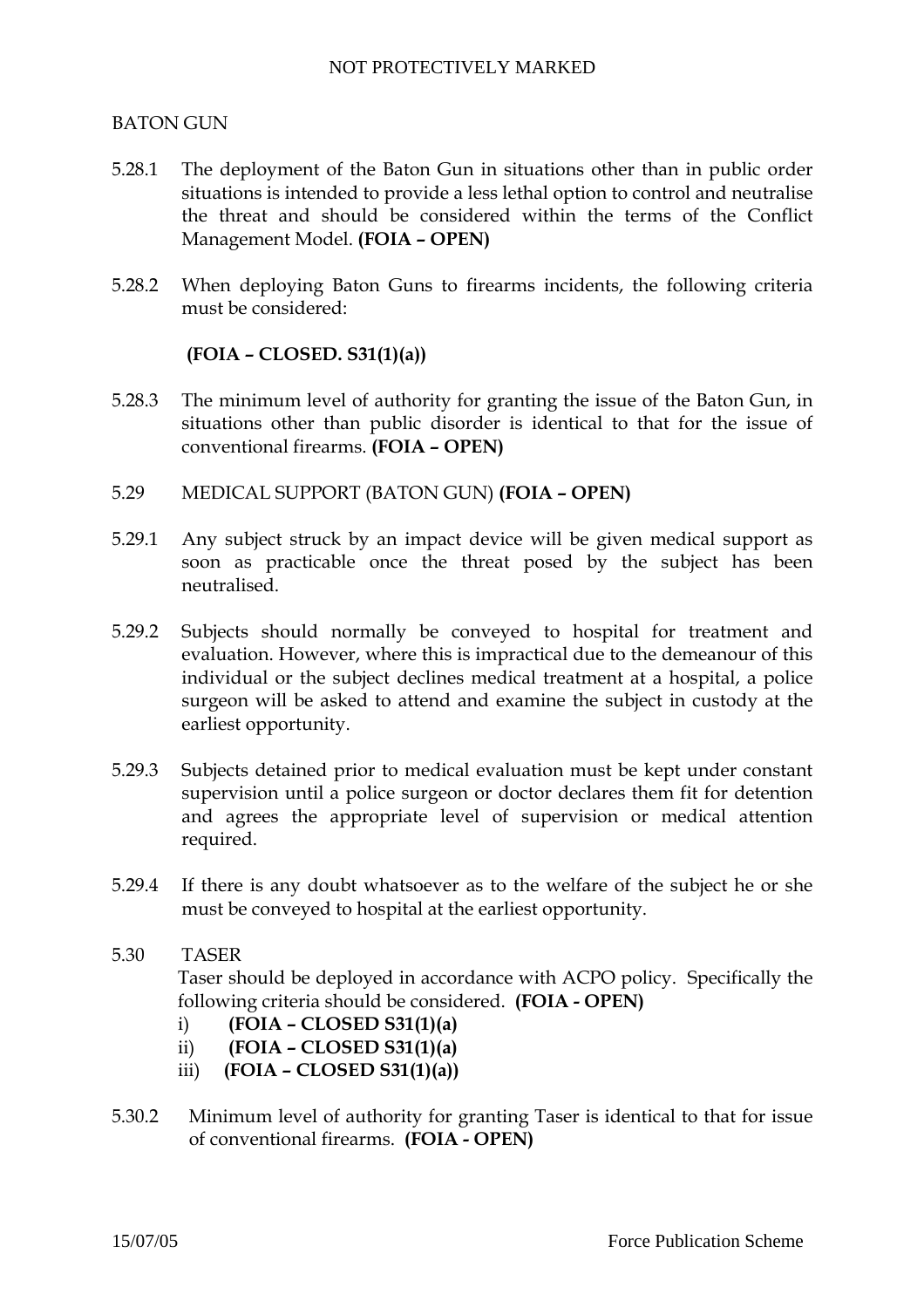BATON GUN

5.28.1 The deployment of the Baton Gun in situations other than in public order situations is intended to provide a less lethal option to control and neutralise the threat and should be considered within the terms of the Conflict Management Model. **(FOIA – OPEN)**

5.28.2 When deploying Baton Guns to firearms incidents, the following criteria must be considered:

**(FOIA – CLOSED. S31(1)(a))**

5.28.3 The minimum level of authority for granting the issue of the Baton Gun, in situations other than public disorder is identical to that for the issue of conventional firearms. **(FOIA – OPEN)**

5.29 MEDICAL SUPPORT (BATON GUN) **(FOIA – OPEN)**

5.29.1 Any subject struck by an impact device will be given medical support as soon as practicable once the threat posed by the subject has been neutralised.

5.29.2 Subjects should normally be conveyed to hospital for treatment and evaluation. However, where this is impractical due to the demeanour of this individual or the subject declines medical treatment at a hospital, a police surgeon will be asked to attend and examine the subject in custody at the earliest opportunity.

5.29.3 Subjects detained prior to medical evaluation must be kept under constant supervision until a police surgeon or doctor declares them fit for detention and agrees the appropriate level of supervision or medical attention required.

5.29.4 If there is any doubt whatsoever as to the welfare of the subject he or she must be conveyed to hospital at the earliest opportunity.

5.30 TASER

Taser should be deployed in accordance with ACPO policy. Specifically the following criteria should be considered. **(FOIA - OPEN)**

i) **(FOIA – CLOSED S31(1)(a)**
ii) **(FOIA – CLOSED S31(1)(a)**
iii) **(FOIA – CLOSED S31(1)(a))**

5.30.2 Minimum level of authority for granting Taser is identical to that for issue of conventional firearms. **(FOIA - OPEN)**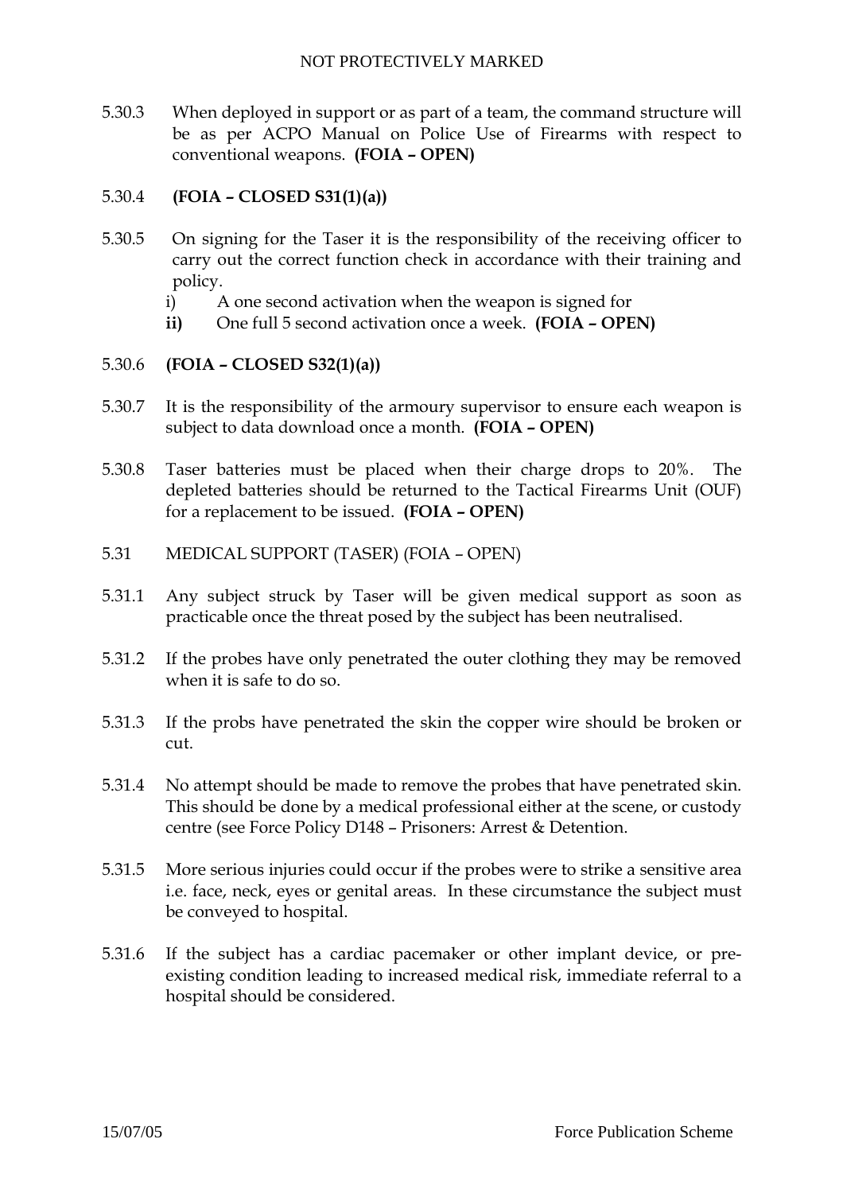5.30.3 When deployed in support or as part of a team, the command structure will be as per ACPO Manual on Police Use of Firearms with respect to conventional weapons. **(FOIA – OPEN)**

5.30.4 **(FOIA – CLOSED S31(1)(a))**

5.30.5 On signing for the Taser it is the responsibility of the receiving officer to carry out the correct function check in accordance with their training and policy.

i) A one second activation when the weapon is signed for

**ii)** One full 5 second activation once a week. **(FOIA – OPEN)**

5.30.6 **(FOIA – CLOSED S32(1)(a))**

5.30.7 It is the responsibility of the armoury supervisor to ensure each weapon is subject to data download once a month. **(FOIA – OPEN)**

5.30.8 Taser batteries must be placed when their charge drops to 20%. The depleted batteries should be returned to the Tactical Firearms Unit (OUF) for a replacement to be issued. **(FOIA – OPEN)**

5.31 MEDICAL SUPPORT (TASER) (FOIA – OPEN)

5.31.1 Any subject struck by Taser will be given medical support as soon as practicable once the threat posed by the subject has been neutralised.

5.31.2 If the probes have only penetrated the outer clothing they may be removed when it is safe to do so.

5.31.3 If the probs have penetrated the skin the copper wire should be broken or cut.

5.31.4 No attempt should be made to remove the probes that have penetrated skin. This should be done by a medical professional either at the scene, or custody centre (see Force Policy D148 – Prisoners: Arrest & Detention.

5.31.5 More serious injuries could occur if the probes were to strike a sensitive area i.e. face, neck, eyes or genital areas. In these circumstance the subject must be conveyed to hospital.

5.31.6 If the subject has a cardiac pacemaker or other implant device, or pre-existing condition leading to increased medical risk, immediate referral to a hospital should be considered.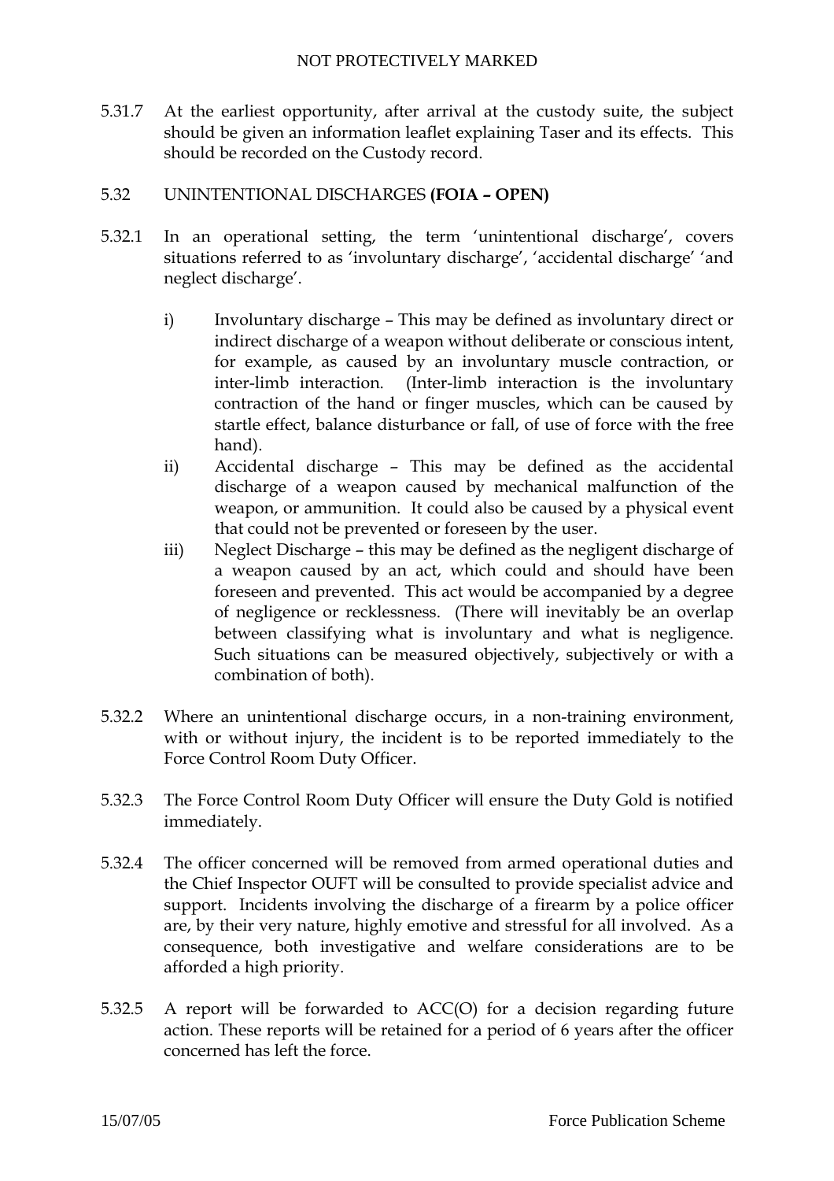5.31.7 At the earliest opportunity, after arrival at the custody suite, the subject should be given an information leaflet explaining Taser and its effects. This should be recorded on the Custody record.

5.32 UNINTENTIONAL DISCHARGES **(FOIA – OPEN)**

5.32.1 In an operational setting, the term 'unintentional discharge', covers situations referred to as 'involuntary discharge', 'accidental discharge' 'and neglect discharge'.

i) Involuntary discharge – This may be defined as involuntary direct or indirect discharge of a weapon without deliberate or conscious intent, for example, as caused by an involuntary muscle contraction, or inter-limb interaction. (Inter-limb interaction is the involuntary contraction of the hand or finger muscles, which can be caused by startle effect, balance disturbance or fall, of use of force with the free hand).

ii) Accidental discharge – This may be defined as the accidental discharge of a weapon caused by mechanical malfunction of the weapon, or ammunition. It could also be caused by a physical event that could not be prevented or foreseen by the user.

iii) Neglect Discharge – this may be defined as the negligent discharge of a weapon caused by an act, which could and should have been foreseen and prevented. This act would be accompanied by a degree of negligence or recklessness. (There will inevitably be an overlap between classifying what is involuntary and what is negligence. Such situations can be measured objectively, subjectively or with a combination of both).

5.32.2 Where an unintentional discharge occurs, in a non-training environment, with or without injury, the incident is to be reported immediately to the Force Control Room Duty Officer.

5.32.3 The Force Control Room Duty Officer will ensure the Duty Gold is notified immediately.

5.32.4 The officer concerned will be removed from armed operational duties and the Chief Inspector OUFT will be consulted to provide specialist advice and support. Incidents involving the discharge of a firearm by a police officer are, by their very nature, highly emotive and stressful for all involved. As a consequence, both investigative and welfare considerations are to be afforded a high priority.

5.32.5 A report will be forwarded to ACC(O) for a decision regarding future action. These reports will be retained for a period of 6 years after the officer concerned has left the force.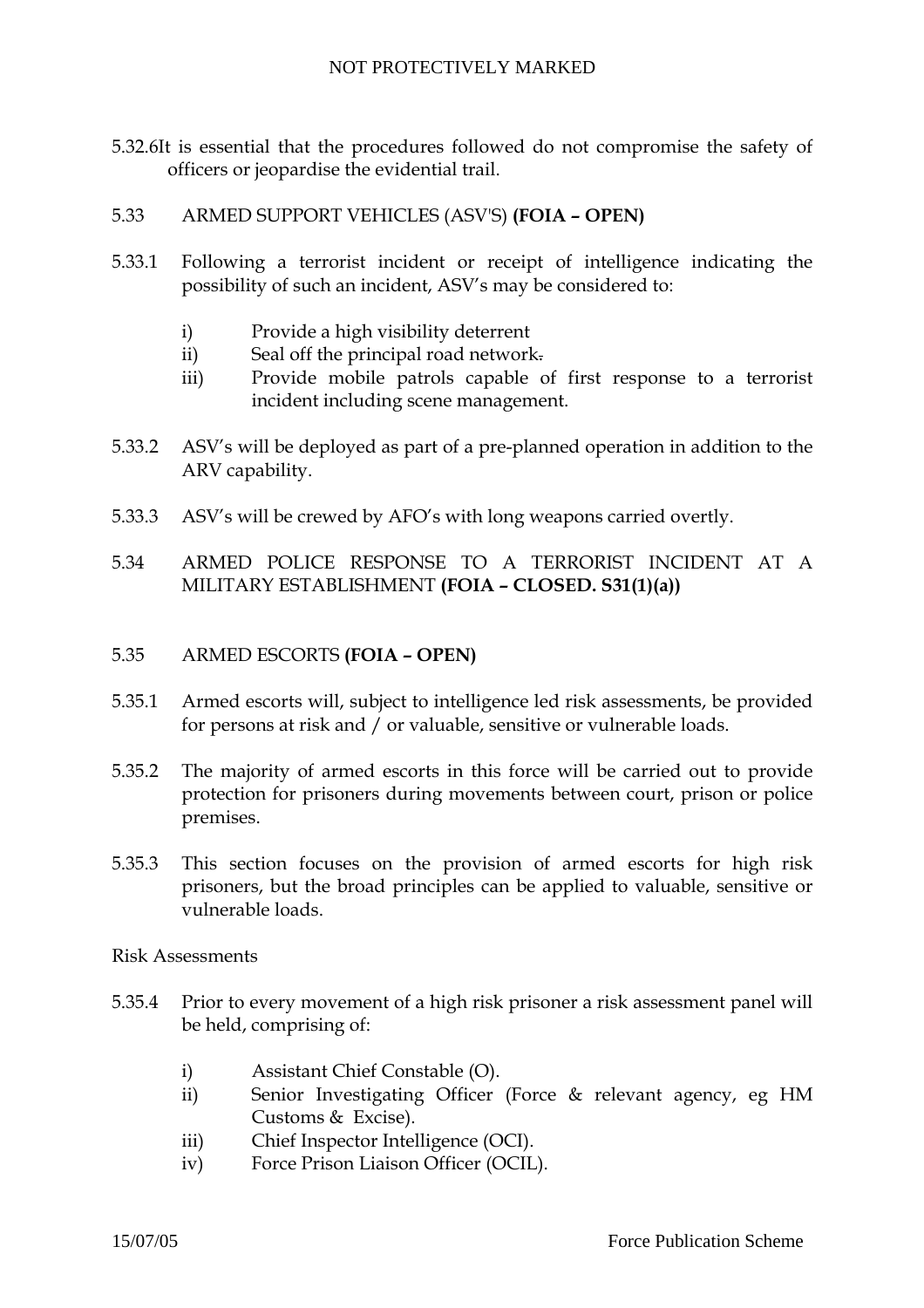5.32.6 It is essential that the procedures followed do not compromise the safety of officers or jeopardise the evidential trail.

5.33 ARMED SUPPORT VEHICLES (ASV'S) **(FOIA – OPEN)**

5.33.1 Following a terrorist incident or receipt of intelligence indicating the possibility of such an incident, ASV's may be considered to:

- i) Provide a high visibility deterrent
- ii) Seal off the principal road network.
- iii) Provide mobile patrols capable of first response to a terrorist incident including scene management.

5.33.2 ASV's will be deployed as part of a pre-planned operation in addition to the ARV capability.

5.33.3 ASV's will be crewed by AFO's with long weapons carried overtly.

5.34 ARMED POLICE RESPONSE TO A TERRORIST INCIDENT AT A MILITARY ESTABLISHMENT **(FOIA – CLOSED. S31(1)(a))**

5.35 ARMED ESCORTS **(FOIA – OPEN)**

5.35.1 Armed escorts will, subject to intelligence led risk assessments, be provided for persons at risk and / or valuable, sensitive or vulnerable loads.

5.35.2 The majority of armed escorts in this force will be carried out to provide protection for prisoners during movements between court, prison or police premises.

5.35.3 This section focuses on the provision of armed escorts for high risk prisoners, but the broad principles can be applied to valuable, sensitive or vulnerable loads.

Risk Assessments

5.35.4 Prior to every movement of a high risk prisoner a risk assessment panel will be held, comprising of:

- i) Assistant Chief Constable (O).
- ii) Senior Investigating Officer (Force & relevant agency, eg HM Customs & Excise).
- iii) Chief Inspector Intelligence (OCI).
- iv) Force Prison Liaison Officer (OCIL).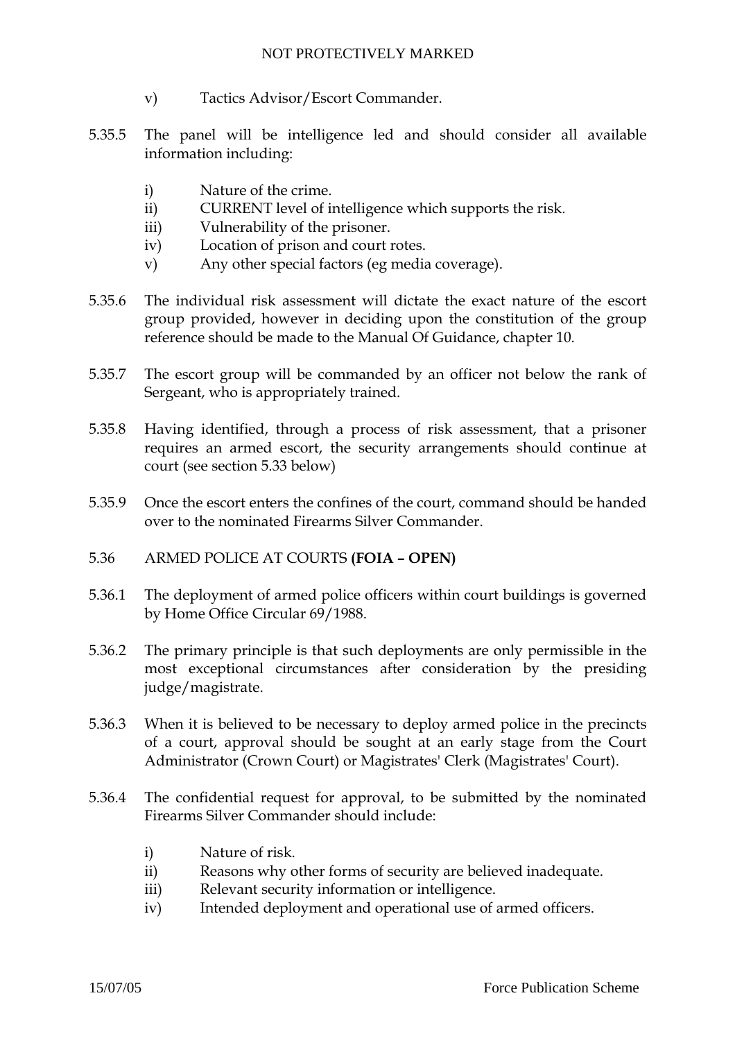v) Tactics Advisor/Escort Commander.

5.35.5 The panel will be intelligence led and should consider all available information including:

- i) Nature of the crime.
- ii) CURRENT level of intelligence which supports the risk.
- iii) Vulnerability of the prisoner.
- iv) Location of prison and court rotes.
- v) Any other special factors (eg media coverage).

5.35.6 The individual risk assessment will dictate the exact nature of the escort group provided, however in deciding upon the constitution of the group reference should be made to the Manual Of Guidance, chapter 10.

5.35.7 The escort group will be commanded by an officer not below the rank of Sergeant, who is appropriately trained.

5.35.8 Having identified, through a process of risk assessment, that a prisoner requires an armed escort, the security arrangements should continue at court (see section 5.33 below)

5.35.9 Once the escort enters the confines of the court, command should be handed over to the nominated Firearms Silver Commander.

## 5.36 ARMED POLICE AT COURTS **(FOIA – OPEN)**

5.36.1 The deployment of armed police officers within court buildings is governed by Home Office Circular 69/1988.

5.36.2 The primary principle is that such deployments are only permissible in the most exceptional circumstances after consideration by the presiding judge/magistrate.

5.36.3 When it is believed to be necessary to deploy armed police in the precincts of a court, approval should be sought at an early stage from the Court Administrator (Crown Court) or Magistrates' Clerk (Magistrates' Court).

5.36.4 The confidential request for approval, to be submitted by the nominated Firearms Silver Commander should include:

- i) Nature of risk.
- ii) Reasons why other forms of security are believed inadequate.
- iii) Relevant security information or intelligence.
- iv) Intended deployment and operational use of armed officers.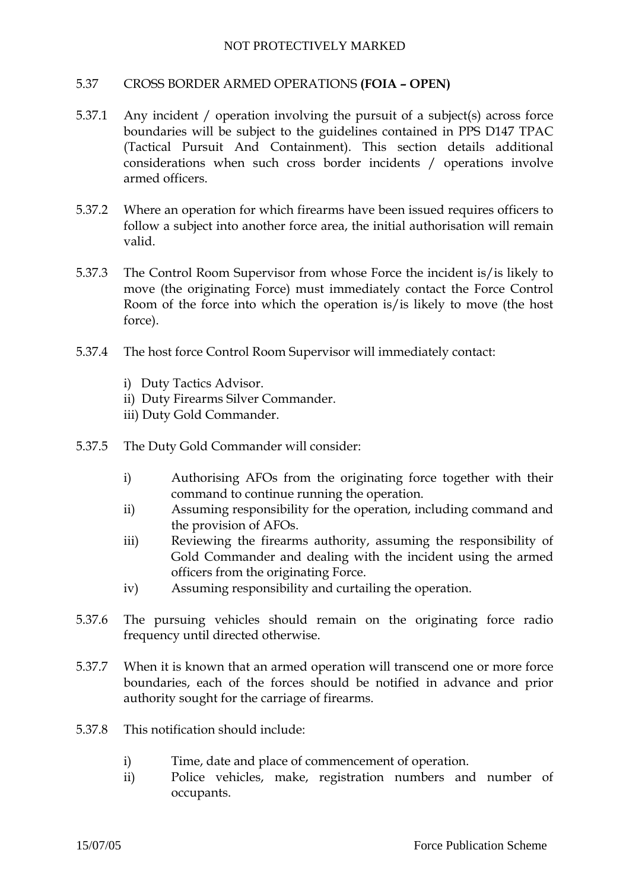## 5.37 CROSS BORDER ARMED OPERATIONS **(FOIA – OPEN)**

5.37.1 Any incident / operation involving the pursuit of a subject(s) across force boundaries will be subject to the guidelines contained in PPS D147 TPAC (Tactical Pursuit And Containment). This section details additional considerations when such cross border incidents / operations involve armed officers.

5.37.2 Where an operation for which firearms have been issued requires officers to follow a subject into another force area, the initial authorisation will remain valid.

5.37.3 The Control Room Supervisor from whose Force the incident is/is likely to move (the originating Force) must immediately contact the Force Control Room of the force into which the operation is/is likely to move (the host force).

5.37.4 The host force Control Room Supervisor will immediately contact:

i) Duty Tactics Advisor.
ii) Duty Firearms Silver Commander.
iii) Duty Gold Commander.

5.37.5 The Duty Gold Commander will consider:

i) Authorising AFOs from the originating force together with their command to continue running the operation.
ii) Assuming responsibility for the operation, including command and the provision of AFOs.
iii) Reviewing the firearms authority, assuming the responsibility of Gold Commander and dealing with the incident using the armed officers from the originating Force.
iv) Assuming responsibility and curtailing the operation.

5.37.6 The pursuing vehicles should remain on the originating force radio frequency until directed otherwise.

5.37.7 When it is known that an armed operation will transcend one or more force boundaries, each of the forces should be notified in advance and prior authority sought for the carriage of firearms.

5.37.8 This notification should include:

i) Time, date and place of commencement of operation.
ii) Police vehicles, make, registration numbers and number of occupants.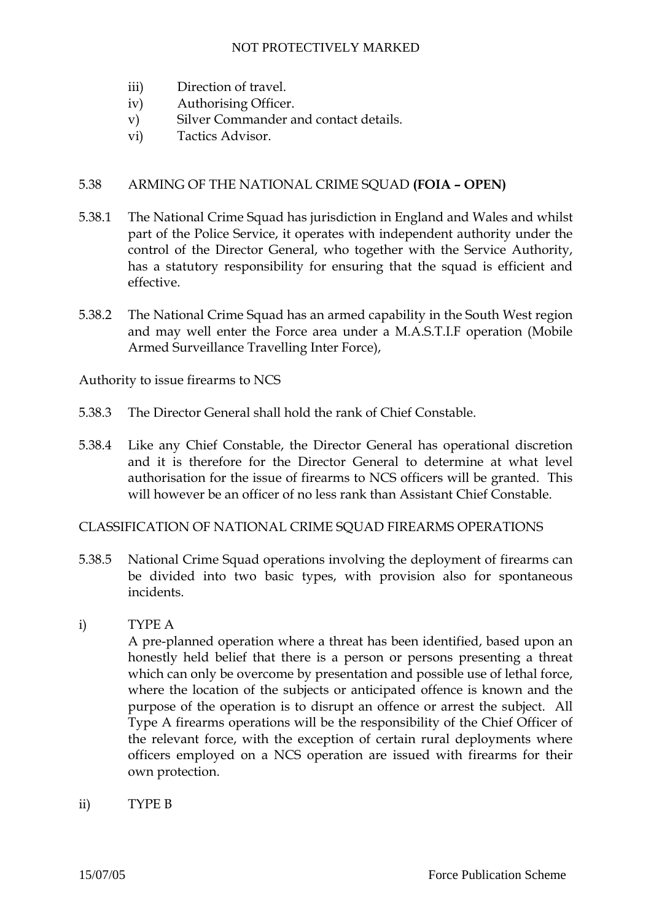iii) Direction of travel.
iv) Authorising Officer.
v) Silver Commander and contact details.
vi) Tactics Advisor.

## 5.38 ARMING OF THE NATIONAL CRIME SQUAD **(FOIA – OPEN)**

5.38.1 The National Crime Squad has jurisdiction in England and Wales and whilst part of the Police Service, it operates with independent authority under the control of the Director General, who together with the Service Authority, has a statutory responsibility for ensuring that the squad is efficient and effective.

5.38.2 The National Crime Squad has an armed capability in the South West region and may well enter the Force area under a M.A.S.T.I.F operation (Mobile Armed Surveillance Travelling Inter Force),

Authority to issue firearms to NCS

5.38.3 The Director General shall hold the rank of Chief Constable.

5.38.4 Like any Chief Constable, the Director General has operational discretion and it is therefore for the Director General to determine at what level authorisation for the issue of firearms to NCS officers will be granted. This will however be an officer of no less rank than Assistant Chief Constable.

CLASSIFICATION OF NATIONAL CRIME SQUAD FIREARMS OPERATIONS

5.38.5 National Crime Squad operations involving the deployment of firearms can be divided into two basic types, with provision also for spontaneous incidents.

i) TYPE A

A pre-planned operation where a threat has been identified, based upon an honestly held belief that there is a person or persons presenting a threat which can only be overcome by presentation and possible use of lethal force, where the location of the subjects or anticipated offence is known and the purpose of the operation is to disrupt an offence or arrest the subject. All Type A firearms operations will be the responsibility of the Chief Officer of the relevant force, with the exception of certain rural deployments where officers employed on a NCS operation are issued with firearms for their own protection.

ii) TYPE B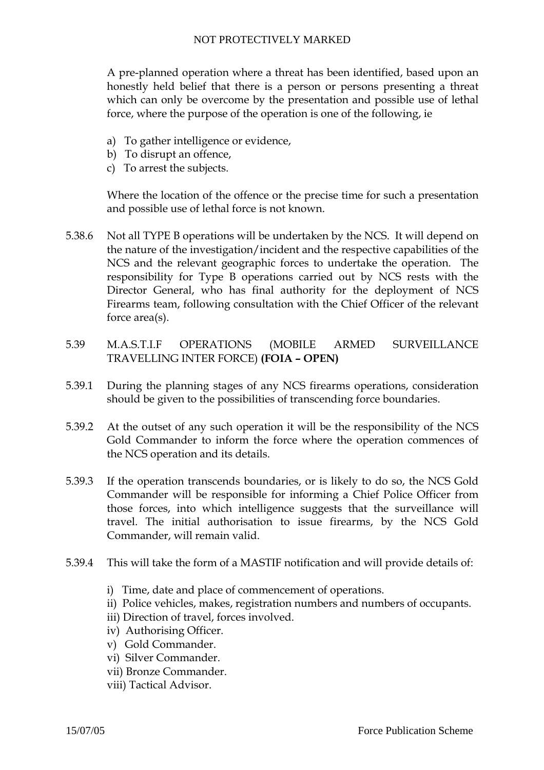A pre-planned operation where a threat has been identified, based upon an honestly held belief that there is a person or persons presenting a threat which can only be overcome by the presentation and possible use of lethal force, where the purpose of the operation is one of the following, ie

a) To gather intelligence or evidence,
b) To disrupt an offence,
c) To arrest the subjects.

Where the location of the offence or the precise time for such a presentation and possible use of lethal force is not known.

5.38.6 Not all TYPE B operations will be undertaken by the NCS. It will depend on the nature of the investigation/incident and the respective capabilities of the NCS and the relevant geographic forces to undertake the operation. The responsibility for Type B operations carried out by NCS rests with the Director General, who has final authority for the deployment of NCS Firearms team, following consultation with the Chief Officer of the relevant force area(s).

## 5.39 M.A.S.T.I.F OPERATIONS (MOBILE ARMED SURVEILLANCE TRAVELLING INTER FORCE) **(FOIA – OPEN)**

5.39.1 During the planning stages of any NCS firearms operations, consideration should be given to the possibilities of transcending force boundaries.

5.39.2 At the outset of any such operation it will be the responsibility of the NCS Gold Commander to inform the force where the operation commences of the NCS operation and its details.

5.39.3 If the operation transcends boundaries, or is likely to do so, the NCS Gold Commander will be responsible for informing a Chief Police Officer from those forces, into which intelligence suggests that the surveillance will travel. The initial authorisation to issue firearms, by the NCS Gold Commander, will remain valid.

5.39.4 This will take the form of a MASTIF notification and will provide details of:

i) Time, date and place of commencement of operations.
ii) Police vehicles, makes, registration numbers and numbers of occupants.
iii) Direction of travel, forces involved.
iv) Authorising Officer.
v) Gold Commander.
vi) Silver Commander.
vii) Bronze Commander.
viii) Tactical Advisor.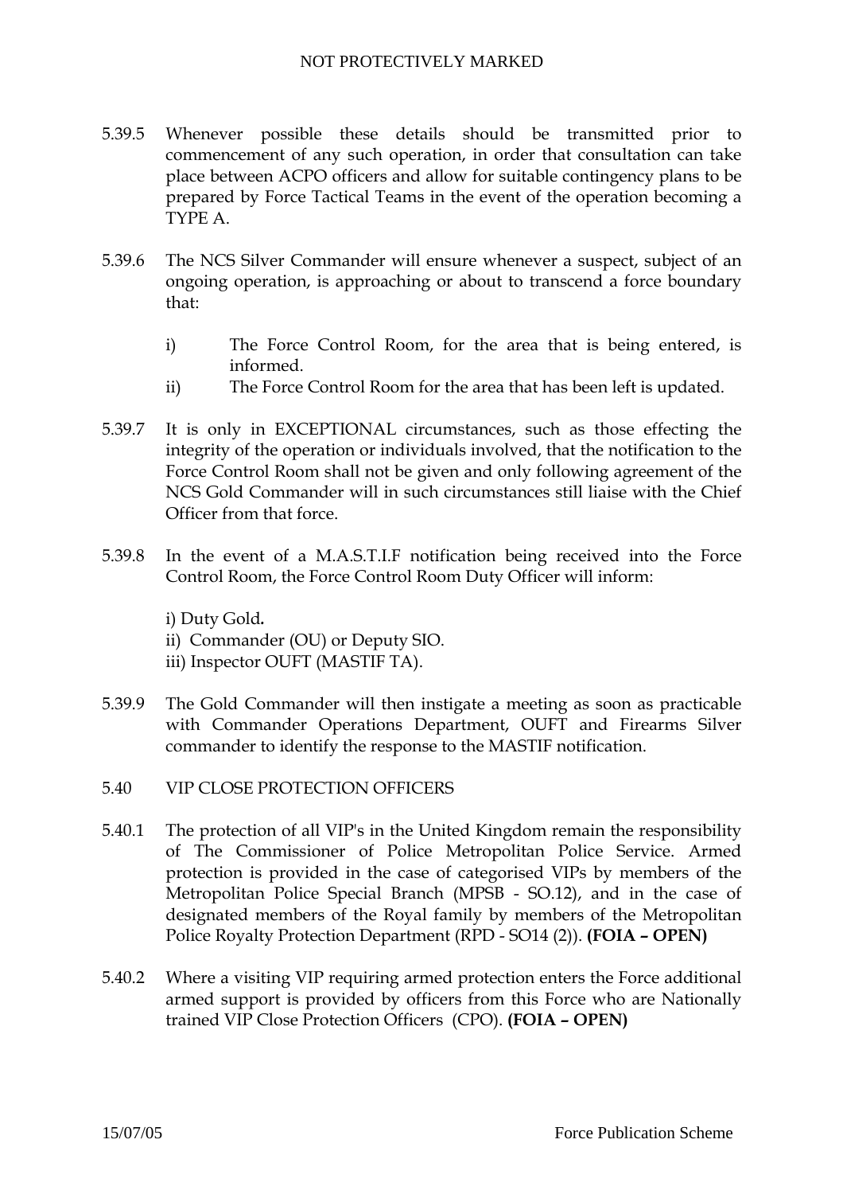5.39.5 Whenever possible these details should be transmitted prior to commencement of any such operation, in order that consultation can take place between ACPO officers and allow for suitable contingency plans to be prepared by Force Tactical Teams in the event of the operation becoming a TYPE A.

5.39.6 The NCS Silver Commander will ensure whenever a suspect, subject of an ongoing operation, is approaching or about to transcend a force boundary that:

i) The Force Control Room, for the area that is being entered, is informed.

ii) The Force Control Room for the area that has been left is updated.

5.39.7 It is only in EXCEPTIONAL circumstances, such as those effecting the integrity of the operation or individuals involved, that the notification to the Force Control Room shall not be given and only following agreement of the NCS Gold Commander will in such circumstances still liaise with the Chief Officer from that force.

5.39.8 In the event of a M.A.S.T.I.F notification being received into the Force Control Room, the Force Control Room Duty Officer will inform:

i) Duty Gold**.**
ii) Commander (OU) or Deputy SIO.
iii) Inspector OUFT (MASTIF TA).

5.39.9 The Gold Commander will then instigate a meeting as soon as practicable with Commander Operations Department, OUFT and Firearms Silver commander to identify the response to the MASTIF notification.

5.40 VIP CLOSE PROTECTION OFFICERS

5.40.1 The protection of all VIP's in the United Kingdom remain the responsibility of The Commissioner of Police Metropolitan Police Service. Armed protection is provided in the case of categorised VIPs by members of the Metropolitan Police Special Branch (MPSB - SO.12), and in the case of designated members of the Royal family by members of the Metropolitan Police Royalty Protection Department (RPD - SO14 (2)). **(FOIA – OPEN)**

5.40.2 Where a visiting VIP requiring armed protection enters the Force additional armed support is provided by officers from this Force who are Nationally trained VIP Close Protection Officers (CPO). **(FOIA – OPEN)**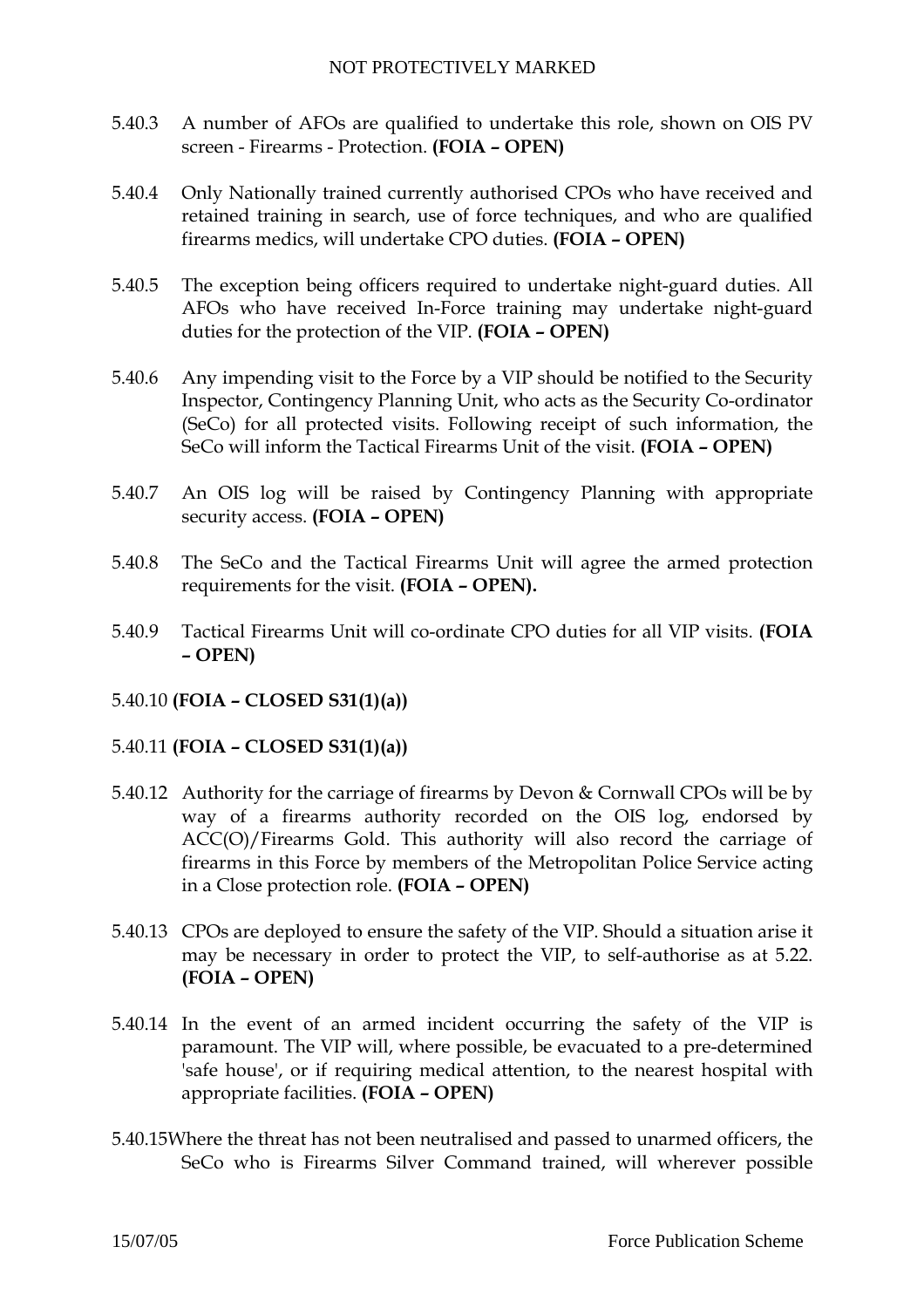5.40.3 A number of AFOs are qualified to undertake this role, shown on OIS PV screen - Firearms - Protection. **(FOIA – OPEN)**

5.40.4 Only Nationally trained currently authorised CPOs who have received and retained training in search, use of force techniques, and who are qualified firearms medics, will undertake CPO duties. **(FOIA – OPEN)**

5.40.5 The exception being officers required to undertake night-guard duties. All AFOs who have received In-Force training may undertake night-guard duties for the protection of the VIP. **(FOIA – OPEN)**

5.40.6 Any impending visit to the Force by a VIP should be notified to the Security Inspector, Contingency Planning Unit, who acts as the Security Co-ordinator (SeCo) for all protected visits. Following receipt of such information, the SeCo will inform the Tactical Firearms Unit of the visit. **(FOIA – OPEN)**

5.40.7 An OIS log will be raised by Contingency Planning with appropriate security access. **(FOIA – OPEN)**

5.40.8 The SeCo and the Tactical Firearms Unit will agree the armed protection requirements for the visit. **(FOIA – OPEN).**

5.40.9 Tactical Firearms Unit will co-ordinate CPO duties for all VIP visits. **(FOIA – OPEN)**

5.40.10 **(FOIA – CLOSED S31(1)(a))**

5.40.11 **(FOIA – CLOSED S31(1)(a))**

5.40.12 Authority for the carriage of firearms by Devon & Cornwall CPOs will be by way of a firearms authority recorded on the OIS log, endorsed by ACC(O)/Firearms Gold. This authority will also record the carriage of firearms in this Force by members of the Metropolitan Police Service acting in a Close protection role. **(FOIA – OPEN)**

5.40.13 CPOs are deployed to ensure the safety of the VIP. Should a situation arise it may be necessary in order to protect the VIP, to self-authorise as at 5.22. **(FOIA – OPEN)**

5.40.14 In the event of an armed incident occurring the safety of the VIP is paramount. The VIP will, where possible, be evacuated to a pre-determined 'safe house', or if requiring medical attention, to the nearest hospital with appropriate facilities. **(FOIA – OPEN)**

5.40.15 Where the threat has not been neutralised and passed to unarmed officers, the SeCo who is Firearms Silver Command trained, will wherever possible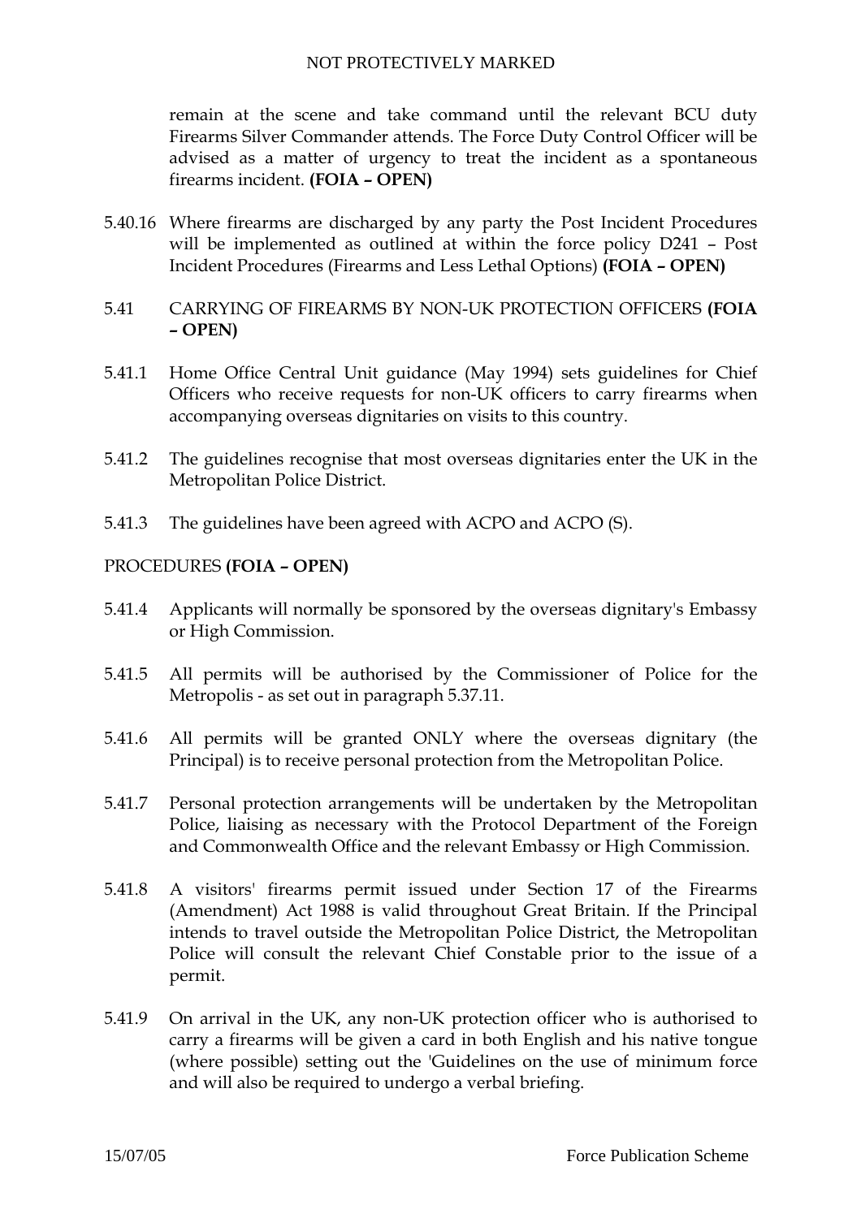remain at the scene and take command until the relevant BCU duty Firearms Silver Commander attends. The Force Duty Control Officer will be advised as a matter of urgency to treat the incident as a spontaneous firearms incident. **(FOIA – OPEN)**

5.40.16 Where firearms are discharged by any party the Post Incident Procedures will be implemented as outlined at within the force policy D241 – Post Incident Procedures (Firearms and Less Lethal Options) **(FOIA – OPEN)**

5.41 CARRYING OF FIREARMS BY NON-UK PROTECTION OFFICERS **(FOIA – OPEN)**

5.41.1 Home Office Central Unit guidance (May 1994) sets guidelines for Chief Officers who receive requests for non-UK officers to carry firearms when accompanying overseas dignitaries on visits to this country.

5.41.2 The guidelines recognise that most overseas dignitaries enter the UK in the Metropolitan Police District.

5.41.3 The guidelines have been agreed with ACPO and ACPO (S).

PROCEDURES **(FOIA – OPEN)**

5.41.4 Applicants will normally be sponsored by the overseas dignitary's Embassy or High Commission.

5.41.5 All permits will be authorised by the Commissioner of Police for the Metropolis - as set out in paragraph 5.37.11.

5.41.6 All permits will be granted ONLY where the overseas dignitary (the Principal) is to receive personal protection from the Metropolitan Police.

5.41.7 Personal protection arrangements will be undertaken by the Metropolitan Police, liaising as necessary with the Protocol Department of the Foreign and Commonwealth Office and the relevant Embassy or High Commission.

5.41.8 A visitors' firearms permit issued under Section 17 of the Firearms (Amendment) Act 1988 is valid throughout Great Britain. If the Principal intends to travel outside the Metropolitan Police District, the Metropolitan Police will consult the relevant Chief Constable prior to the issue of a permit.

5.41.9 On arrival in the UK, any non-UK protection officer who is authorised to carry a firearms will be given a card in both English and his native tongue (where possible) setting out the 'Guidelines on the use of minimum force and will also be required to undergo a verbal briefing.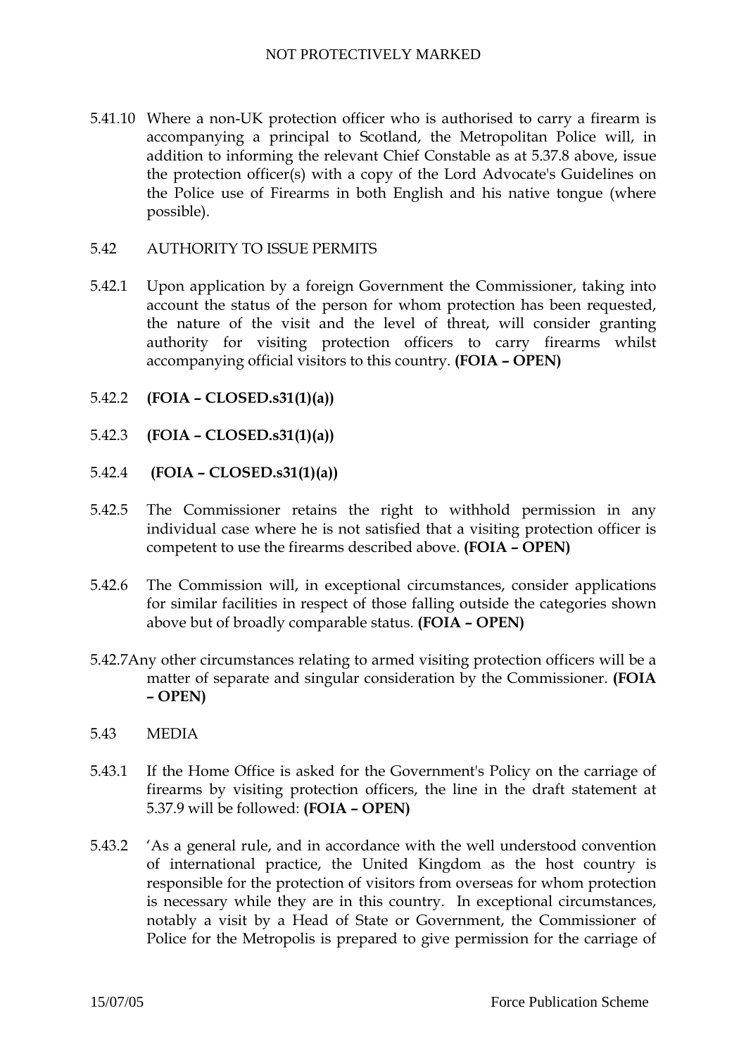5.41.10 Where a non-UK protection officer who is authorised to carry a firearm is accompanying a principal to Scotland, the Metropolitan Police will, in addition to informing the relevant Chief Constable as at 5.37.8 above, issue the protection officer(s) with a copy of the Lord Advocate's Guidelines on the Police use of Firearms in both English and his native tongue (where possible).

5.42 AUTHORITY TO ISSUE PERMITS

5.42.1 Upon application by a foreign Government the Commissioner, taking into account the status of the person for whom protection has been requested, the nature of the visit and the level of threat, will consider granting authority for visiting protection officers to carry firearms whilst accompanying official visitors to this country. **(FOIA – OPEN)**

5.42.2 **(FOIA – CLOSED.s31(1)(a))**

5.42.3 **(FOIA – CLOSED.s31(1)(a))**

5.42.4 **(FOIA – CLOSED.s31(1)(a))**

5.42.5 The Commissioner retains the right to withhold permission in any individual case where he is not satisfied that a visiting protection officer is competent to use the firearms described above. **(FOIA – OPEN)**

5.42.6 The Commission will, in exceptional circumstances, consider applications for similar facilities in respect of those falling outside the categories shown above but of broadly comparable status. **(FOIA – OPEN)**

5.42.7 Any other circumstances relating to armed visiting protection officers will be a matter of separate and singular consideration by the Commissioner. **(FOIA – OPEN)**

5.43 MEDIA

5.43.1 If the Home Office is asked for the Government's Policy on the carriage of firearms by visiting protection officers, the line in the draft statement at 5.37.9 will be followed: **(FOIA – OPEN)**

5.43.2 'As a general rule, and in accordance with the well understood convention of international practice, the United Kingdom as the host country is responsible for the protection of visitors from overseas for whom protection is necessary while they are in this country. In exceptional circumstances, notably a visit by a Head of State or Government, the Commissioner of Police for the Metropolis is prepared to give permission for the carriage of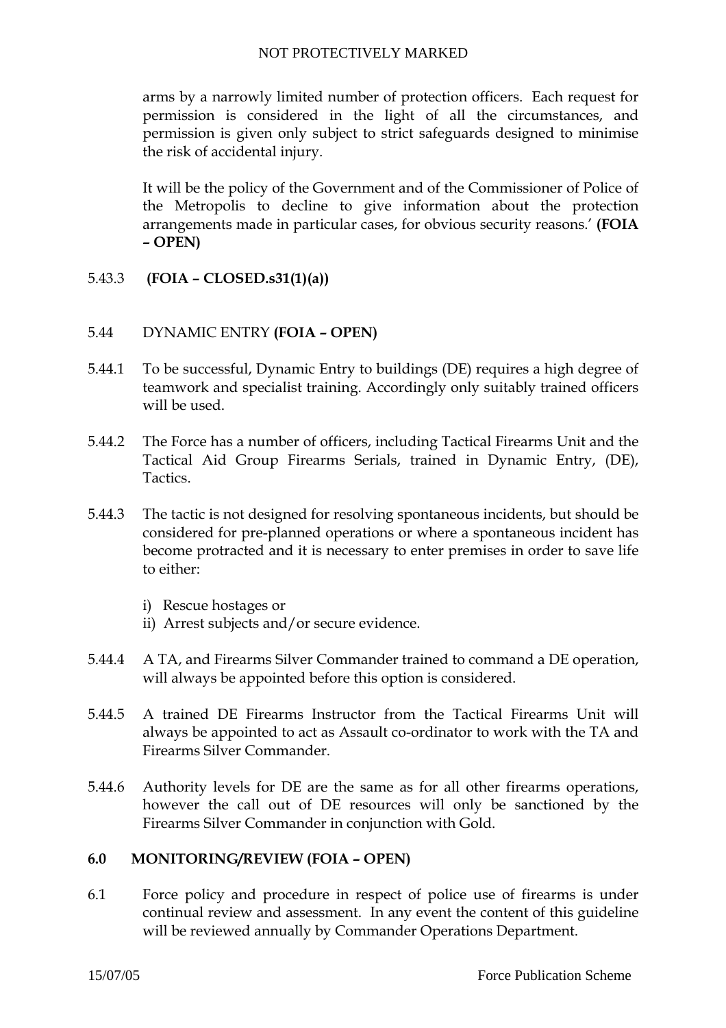arms by a narrowly limited number of protection officers. Each request for permission is considered in the light of all the circumstances, and permission is given only subject to strict safeguards designed to minimise the risk of accidental injury.

It will be the policy of the Government and of the Commissioner of Police of the Metropolis to decline to give information about the protection arrangements made in particular cases, for obvious security reasons.' **(FOIA – OPEN)**

5.43.3 **(FOIA – CLOSED.s31(1)(a))**

5.44 DYNAMIC ENTRY **(FOIA – OPEN)**

5.44.1 To be successful, Dynamic Entry to buildings (DE) requires a high degree of teamwork and specialist training. Accordingly only suitably trained officers will be used.

5.44.2 The Force has a number of officers, including Tactical Firearms Unit and the Tactical Aid Group Firearms Serials, trained in Dynamic Entry, (DE), Tactics.

5.44.3 The tactic is not designed for resolving spontaneous incidents, but should be considered for pre-planned operations or where a spontaneous incident has become protracted and it is necessary to enter premises in order to save life to either:

i) Rescue hostages or
ii) Arrest subjects and/or secure evidence.

5.44.4 A TA, and Firearms Silver Commander trained to command a DE operation, will always be appointed before this option is considered.

5.44.5 A trained DE Firearms Instructor from the Tactical Firearms Unit will always be appointed to act as Assault co-ordinator to work with the TA and Firearms Silver Commander.

5.44.6 Authority levels for DE are the same as for all other firearms operations, however the call out of DE resources will only be sanctioned by the Firearms Silver Commander in conjunction with Gold.

## 6.0 MONITORING/REVIEW (FOIA – OPEN)

6.1 Force policy and procedure in respect of police use of firearms is under continual review and assessment. In any event the content of this guideline will be reviewed annually by Commander Operations Department.